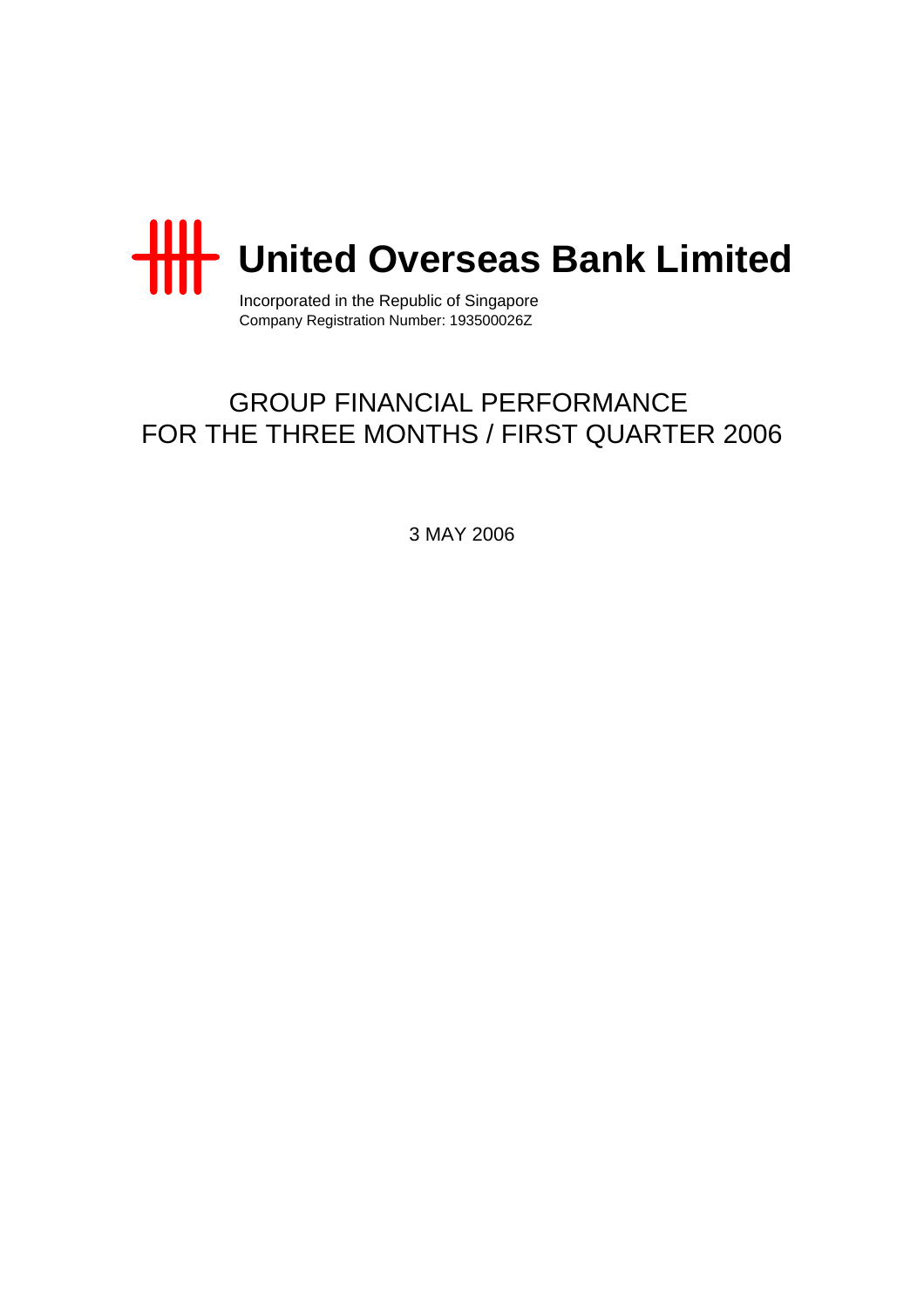# United Overseas Bank Limited

Incorporated in the Republic of Singapore
Company Registration Number: 193500026Z

## GROUP FINANCIAL PERFORMANCE
## FOR THE THREE MONTHS / FIRST QUARTER 2006

3 MAY 2006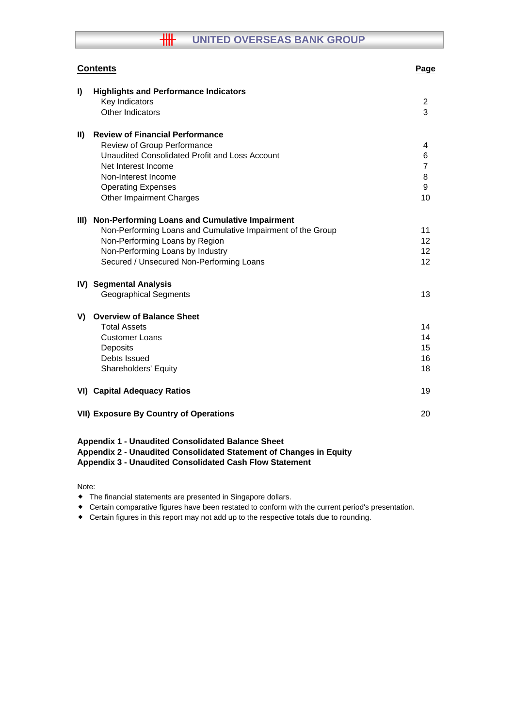# UNITED OVERSEAS BANK GROUP

## Contents

| | | Page |
|---|---|---|
| **I)** | **Highlights and Performance Indicators** | |
| | Key Indicators | 2 |
| | Other Indicators | 3 |
| **II)** | **Review of Financial Performance** | |
| | Review of Group Performance | 4 |
| | Unaudited Consolidated Profit and Loss Account | 6 |
| | Net Interest Income | 7 |
| | Non-Interest Income | 8 |
| | Operating Expenses | 9 |
| | Other Impairment Charges | 10 |
| **III)** | **Non-Performing Loans and Cumulative Impairment** | |
| | Non-Performing Loans and Cumulative Impairment of the Group | 11 |
| | Non-Performing Loans by Region | 12 |
| | Non-Performing Loans by Industry | 12 |
| | Secured / Unsecured Non-Performing Loans | 12 |
| **IV)** | **Segmental Analysis** | |
| | Geographical Segments | 13 |
| **V)** | **Overview of Balance Sheet** | |
| | Total Assets | 14 |
| | Customer Loans | 14 |
| | Deposits | 15 |
| | Debts Issued | 16 |
| | Shareholders' Equity | 18 |
| **VI)** | **Capital Adequacy Ratios** | 19 |
| **VII)** | **Exposure By Country of Operations** | 20 |

**Appendix 1 - Unaudited Consolidated Balance Sheet**
**Appendix 2 - Unaudited Consolidated Statement of Changes in Equity**
**Appendix 3 - Unaudited Consolidated Cash Flow Statement**

Note:

- The financial statements are presented in Singapore dollars.
- Certain comparative figures have been restated to conform with the current period's presentation.
- Certain figures in this report may not add up to the respective totals due to rounding.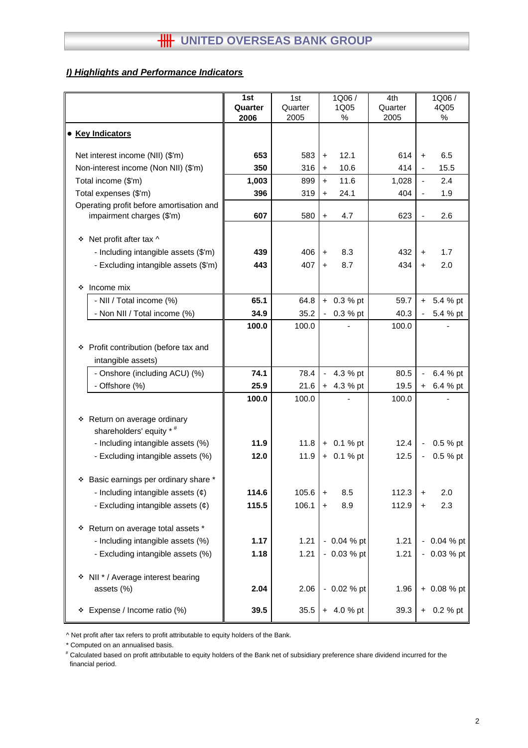## I) Highlights and Performance Indicators

| | 1st Quarter 2006 | 1st Quarter 2005 | 1Q06 / 1Q05 % | 4th Quarter 2005 | 1Q06 / 4Q05 % |
|---|---|---|---|---|---|
| **● Key Indicators** | | | | | |
| Net interest income (NII) ($'m) | **653** | 583 | + 12.1 | 614 | + 6.5 |
| Non-interest income (Non NII) ($'m) | **350** | 316 | + 10.6 | 414 | - 15.5 |
| Total income ($'m) | **1,003** | 899 | + 11.6 | 1,028 | - 2.4 |
| Total expenses ($'m) | **396** | 319 | + 24.1 | 404 | - 1.9 |
| Operating profit before amortisation and impairment charges ($'m) | **607** | 580 | + 4.7 | 623 | - 2.6 |
| ❖ Net profit after tax ^ | | | | | |
| - Including intangible assets ($'m) | **439** | 406 | + 8.3 | 432 | + 1.7 |
| - Excluding intangible assets ($'m) | **443** | 407 | + 8.7 | 434 | + 2.0 |
| ❖ Income mix | | | | | |
| - NII / Total income (%) | **65.1** | 64.8 | + 0.3 % pt | 59.7 | + 5.4 % pt |
| - Non NII / Total income (%) | **34.9** | 35.2 | - 0.3 % pt | 40.3 | - 5.4 % pt |
| | **100.0** | 100.0 | - | 100.0 | - |
| ❖ Profit contribution (before tax and intangible assets) | | | | | |
| - Onshore (including ACU) (%) | **74.1** | 78.4 | - 4.3 % pt | 80.5 | - 6.4 % pt |
| - Offshore (%) | **25.9** | 21.6 | + 4.3 % pt | 19.5 | + 6.4 % pt |
| | **100.0** | 100.0 | - | 100.0 | - |
| ❖ Return on average ordinary shareholders' equity * # | | | | | |
| - Including intangible assets (%) | **11.9** | 11.8 | + 0.1 % pt | 12.4 | - 0.5 % pt |
| - Excluding intangible assets (%) | **12.0** | 11.9 | + 0.1 % pt | 12.5 | - 0.5 % pt |
| ❖ Basic earnings per ordinary share * | | | | | |
| - Including intangible assets (¢) | **114.6** | 105.6 | + 8.5 | 112.3 | + 2.0 |
| - Excluding intangible assets (¢) | **115.5** | 106.1 | + 8.9 | 112.9 | + 2.3 |
| ❖ Return on average total assets * | | | | | |
| - Including intangible assets (%) | **1.17** | 1.21 | - 0.04 % pt | 1.21 | - 0.04 % pt |
| - Excluding intangible assets (%) | **1.18** | 1.21 | - 0.03 % pt | 1.21 | - 0.03 % pt |
| ❖ NII * / Average interest bearing assets (%) | **2.04** | 2.06 | - 0.02 % pt | 1.96 | + 0.08 % pt |
| ❖ Expense / Income ratio (%) | **39.5** | 35.5 | + 4.0 % pt | 39.3 | + 0.2 % pt |

^ Net profit after tax refers to profit attributable to equity holders of the Bank.

\* Computed on an annualised basis.

# Calculated based on profit attributable to equity holders of the Bank net of subsidiary preference share dividend incurred for the financial period.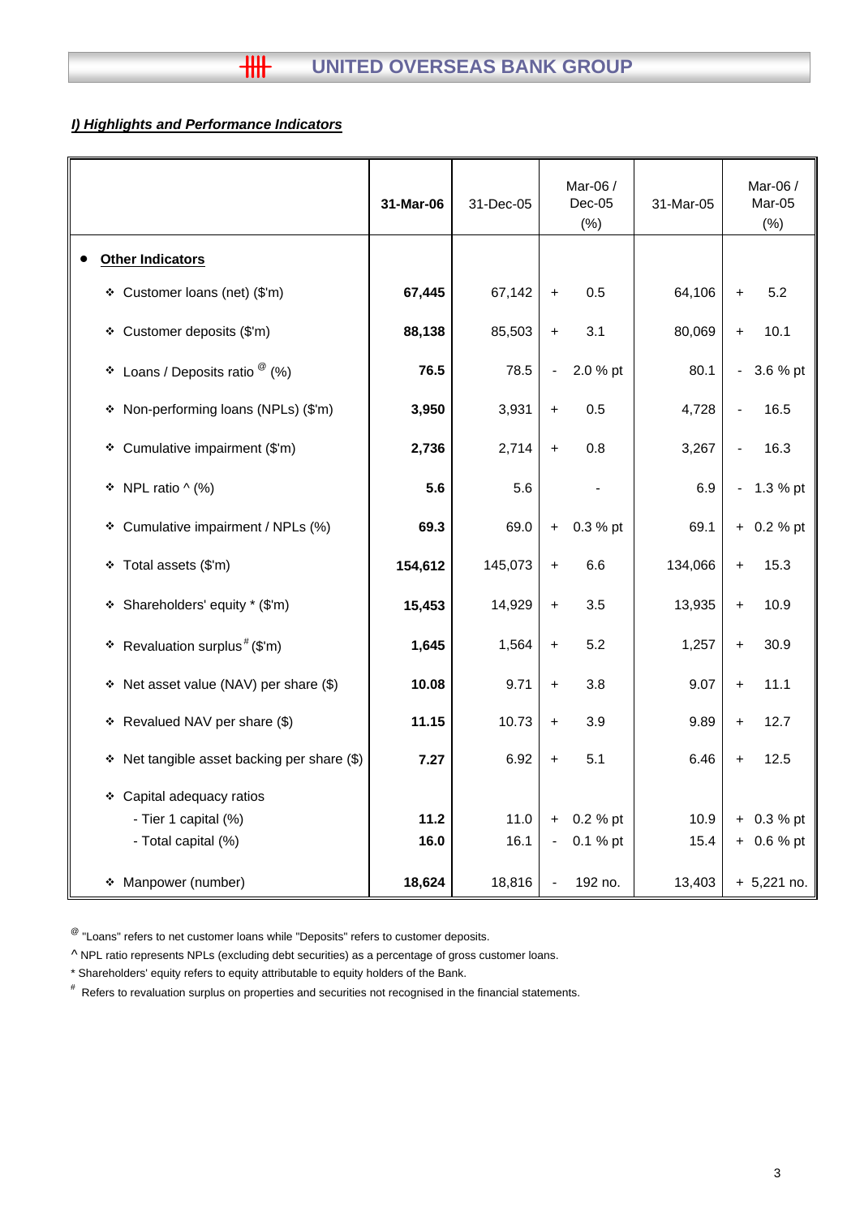## UNITED OVERSEAS BANK GROUP

***I) Highlights and Performance Indicators***

| | **31-Mar-06** | 31-Dec-05 | Mar-06 / Dec-05 (%) | 31-Mar-05 | Mar-06 / Mar-05 (%) |
|---|---|---|---|---|---|
| • **Other Indicators** | | | | | |
| ❖ Customer loans (net) ($'m) | **67,445** | 67,142 | + 0.5 | 64,106 | + 5.2 |
| ❖ Customer deposits ($'m) | **88,138** | 85,503 | + 3.1 | 80,069 | + 10.1 |
| ❖ Loans / Deposits ratio @ (%) | **76.5** | 78.5 | - 2.0 % pt | 80.1 | - 3.6 % pt |
| ❖ Non-performing loans (NPLs) ($'m) | **3,950** | 3,931 | + 0.5 | 4,728 | - 16.5 |
| ❖ Cumulative impairment ($'m) | **2,736** | 2,714 | + 0.8 | 3,267 | - 16.3 |
| ❖ NPL ratio ^ (%) | **5.6** | 5.6 | - | 6.9 | - 1.3 % pt |
| ❖ Cumulative impairment / NPLs (%) | **69.3** | 69.0 | + 0.3 % pt | 69.1 | + 0.2 % pt |
| ❖ Total assets ($'m) | **154,612** | 145,073 | + 6.6 | 134,066 | + 15.3 |
| ❖ Shareholders' equity * ($'m) | **15,453** | 14,929 | + 3.5 | 13,935 | + 10.9 |
| ❖ Revaluation surplus # ($'m) | **1,645** | 1,564 | + 5.2 | 1,257 | + 30.9 |
| ❖ Net asset value (NAV) per share ($) | **10.08** | 9.71 | + 3.8 | 9.07 | + 11.1 |
| ❖ Revalued NAV per share ($) | **11.15** | 10.73 | + 3.9 | 9.89 | + 12.7 |
| ❖ Net tangible asset backing per share ($) | **7.27** | 6.92 | + 5.1 | 6.46 | + 12.5 |
| ❖ Capital adequacy ratios | | | | | |
| - Tier 1 capital (%) | **11.2** | 11.0 | + 0.2 % pt | 10.9 | + 0.3 % pt |
| - Total capital (%) | **16.0** | 16.1 | - 0.1 % pt | 15.4 | + 0.6 % pt |
| ❖ Manpower (number) | **18,624** | 18,816 | - 192 no. | 13,403 | + 5,221 no. |

@ "Loans" refers to net customer loans while "Deposits" refers to customer deposits.

^ NPL ratio represents NPLs (excluding debt securities) as a percentage of gross customer loans.

* Shareholders' equity refers to equity attributable to equity holders of the Bank.

# Refers to revaluation surplus on properties and securities not recognised in the financial statements.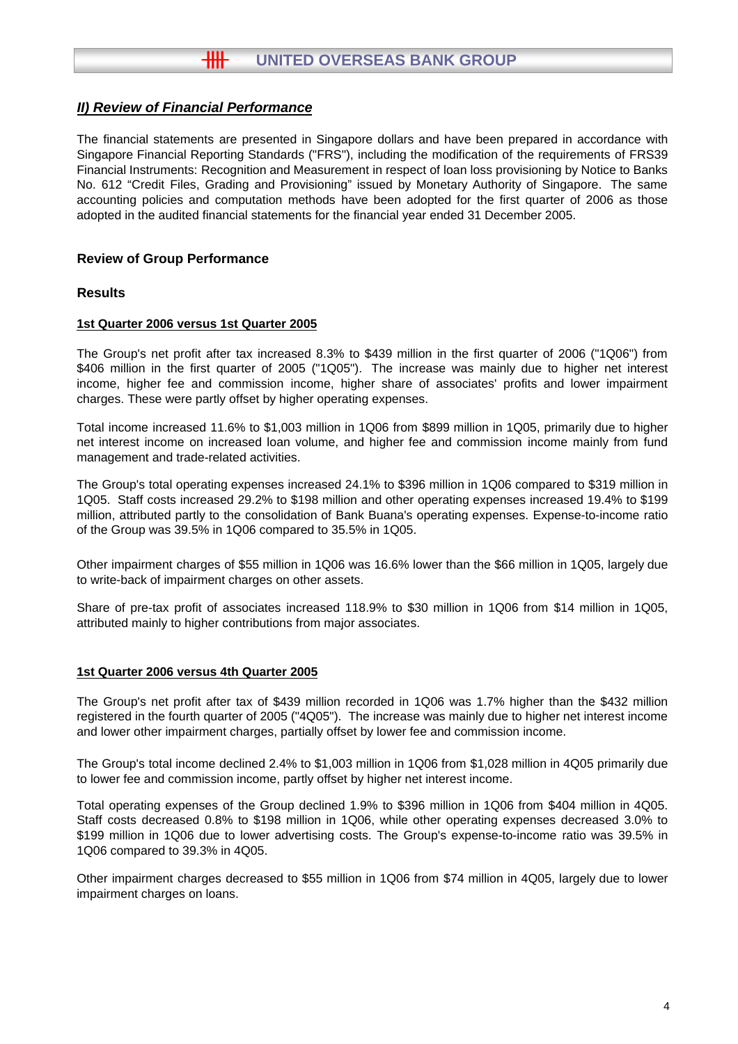## *II) Review of Financial Performance*

The financial statements are presented in Singapore dollars and have been prepared in accordance with Singapore Financial Reporting Standards ("FRS"), including the modification of the requirements of FRS39 Financial Instruments: Recognition and Measurement in respect of loan loss provisioning by Notice to Banks No. 612 "Credit Files, Grading and Provisioning" issued by Monetary Authority of Singapore. The same accounting policies and computation methods have been adopted for the first quarter of 2006 as those adopted in the audited financial statements for the financial year ended 31 December 2005.

### Review of Group Performance

### Results

**1st Quarter 2006 versus 1st Quarter 2005**

The Group's net profit after tax increased 8.3% to $439 million in the first quarter of 2006 ("1Q06") from $406 million in the first quarter of 2005 ("1Q05"). The increase was mainly due to higher net interest income, higher fee and commission income, higher share of associates' profits and lower impairment charges. These were partly offset by higher operating expenses.

Total income increased 11.6% to $1,003 million in 1Q06 from $899 million in 1Q05, primarily due to higher net interest income on increased loan volume, and higher fee and commission income mainly from fund management and trade-related activities.

The Group's total operating expenses increased 24.1% to $396 million in 1Q06 compared to $319 million in 1Q05. Staff costs increased 29.2% to $198 million and other operating expenses increased 19.4% to $199 million, attributed partly to the consolidation of Bank Buana's operating expenses. Expense-to-income ratio of the Group was 39.5% in 1Q06 compared to 35.5% in 1Q05.

Other impairment charges of $55 million in 1Q06 was 16.6% lower than the $66 million in 1Q05, largely due to write-back of impairment charges on other assets.

Share of pre-tax profit of associates increased 118.9% to $30 million in 1Q06 from $14 million in 1Q05, attributed mainly to higher contributions from major associates.

**1st Quarter 2006 versus 4th Quarter 2005**

The Group's net profit after tax of $439 million recorded in 1Q06 was 1.7% higher than the $432 million registered in the fourth quarter of 2005 ("4Q05"). The increase was mainly due to higher net interest income and lower other impairment charges, partially offset by lower fee and commission income.

The Group's total income declined 2.4% to $1,003 million in 1Q06 from $1,028 million in 4Q05 primarily due to lower fee and commission income, partly offset by higher net interest income.

Total operating expenses of the Group declined 1.9% to $396 million in 1Q06 from $404 million in 4Q05. Staff costs decreased 0.8% to $198 million in 1Q06, while other operating expenses decreased 3.0% to $199 million in 1Q06 due to lower advertising costs. The Group's expense-to-income ratio was 39.5% in 1Q06 compared to 39.3% in 4Q05.

Other impairment charges decreased to $55 million in 1Q06 from $74 million in 4Q05, largely due to lower impairment charges on loans.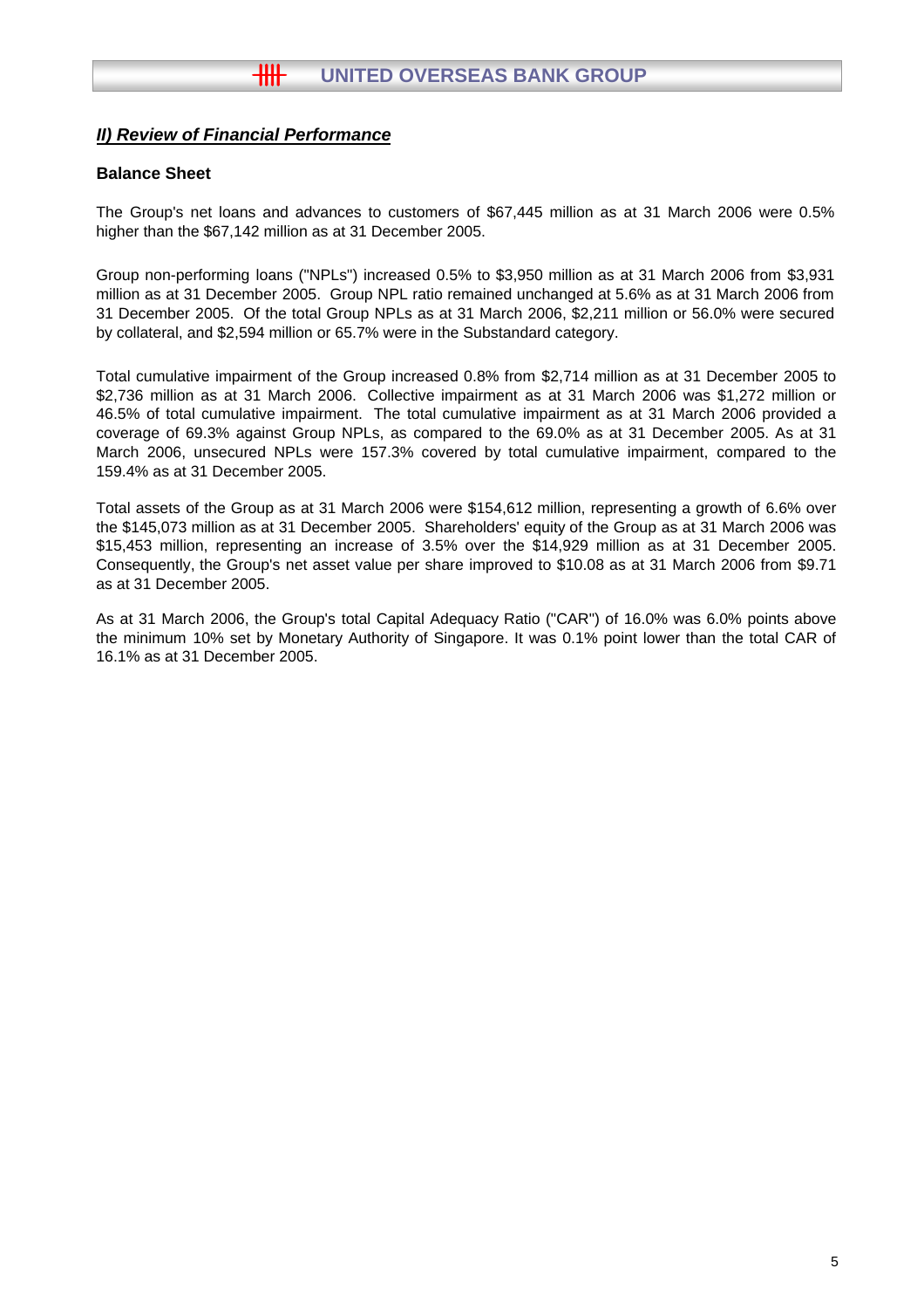## *II) Review of Financial Performance*

### Balance Sheet

The Group's net loans and advances to customers of $67,445 million as at 31 March 2006 were 0.5% higher than the $67,142 million as at 31 December 2005.

Group non-performing loans ("NPLs") increased 0.5% to $3,950 million as at 31 March 2006 from $3,931 million as at 31 December 2005. Group NPL ratio remained unchanged at 5.6% as at 31 March 2006 from 31 December 2005. Of the total Group NPLs as at 31 March 2006, $2,211 million or 56.0% were secured by collateral, and $2,594 million or 65.7% were in the Substandard category.

Total cumulative impairment of the Group increased 0.8% from $2,714 million as at 31 December 2005 to $2,736 million as at 31 March 2006. Collective impairment as at 31 March 2006 was $1,272 million or 46.5% of total cumulative impairment. The total cumulative impairment as at 31 March 2006 provided a coverage of 69.3% against Group NPLs, as compared to the 69.0% as at 31 December 2005. As at 31 March 2006, unsecured NPLs were 157.3% covered by total cumulative impairment, compared to the 159.4% as at 31 December 2005.

Total assets of the Group as at 31 March 2006 were $154,612 million, representing a growth of 6.6% over the $145,073 million as at 31 December 2005. Shareholders' equity of the Group as at 31 March 2006 was $15,453 million, representing an increase of 3.5% over the $14,929 million as at 31 December 2005. Consequently, the Group's net asset value per share improved to $10.08 as at 31 March 2006 from $9.71 as at 31 December 2005.

As at 31 March 2006, the Group's total Capital Adequacy Ratio ("CAR") of 16.0% was 6.0% points above the minimum 10% set by Monetary Authority of Singapore. It was 0.1% point lower than the total CAR of 16.1% as at 31 December 2005.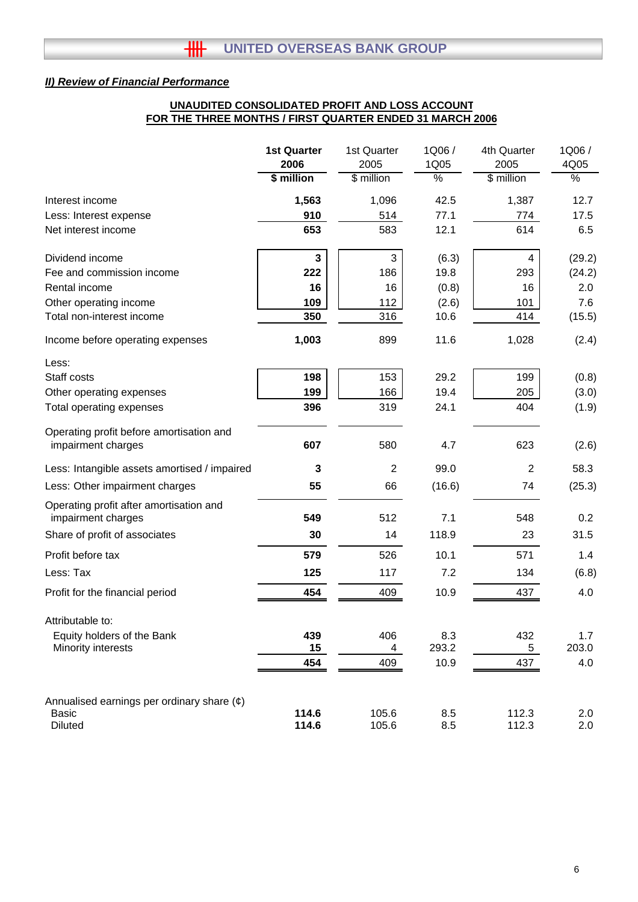## II) Review of Financial Performance

**UNAUDITED CONSOLIDATED PROFIT AND LOSS ACCOUNT**
**FOR THE THREE MONTHS / FIRST QUARTER ENDED 31 MARCH 2006**

| | **1st Quarter 2006** | 1st Quarter 2005 | 1Q06 / 1Q05 | 4th Quarter 2005 | 1Q06 / 4Q05 |
|---|---|---|---|---|---|
| | **$ million** | $ million | % | $ million | % |
| Interest income | **1,563** | 1,096 | 42.5 | 1,387 | 12.7 |
| Less: Interest expense | **910** | 514 | 77.1 | 774 | 17.5 |
| Net interest income | **653** | 583 | 12.1 | 614 | 6.5 |
| Dividend income | **3** | 3 | (6.3) | 4 | (29.2) |
| Fee and commission income | **222** | 186 | 19.8 | 293 | (24.2) |
| Rental income | **16** | 16 | (0.8) | 16 | 2.0 |
| Other operating income | **109** | 112 | (2.6) | 101 | 7.6 |
| Total non-interest income | **350** | 316 | 10.6 | 414 | (15.5) |
| Income before operating expenses | **1,003** | 899 | 11.6 | 1,028 | (2.4) |
| Less: | | | | | |
| Staff costs | **198** | 153 | 29.2 | 199 | (0.8) |
| Other operating expenses | **199** | 166 | 19.4 | 205 | (3.0) |
| Total operating expenses | **396** | 319 | 24.1 | 404 | (1.9) |
| Operating profit before amortisation and impairment charges | **607** | 580 | 4.7 | 623 | (2.6) |
| Less: Intangible assets amortised / impaired | **3** | 2 | 99.0 | 2 | 58.3 |
| Less: Other impairment charges | **55** | 66 | (16.6) | 74 | (25.3) |
| Operating profit after amortisation and impairment charges | **549** | 512 | 7.1 | 548 | 0.2 |
| Share of profit of associates | **30** | 14 | 118.9 | 23 | 31.5 |
| Profit before tax | **579** | 526 | 10.1 | 571 | 1.4 |
| Less: Tax | **125** | 117 | 7.2 | 134 | (6.8) |
| Profit for the financial period | **454** | 409 | 10.9 | 437 | 4.0 |
| Attributable to: | | | | | |
| Equity holders of the Bank | **439** | 406 | 8.3 | 432 | 1.7 |
| Minority interests | **15** | 4 | 293.2 | 5 | 203.0 |
| | **454** | 409 | 10.9 | 437 | 4.0 |
| Annualised earnings per ordinary share (¢) | | | | | |
| Basic | **114.6** | 105.6 | 8.5 | 112.3 | 2.0 |
| Diluted | **114.6** | 105.6 | 8.5 | 112.3 | 2.0 |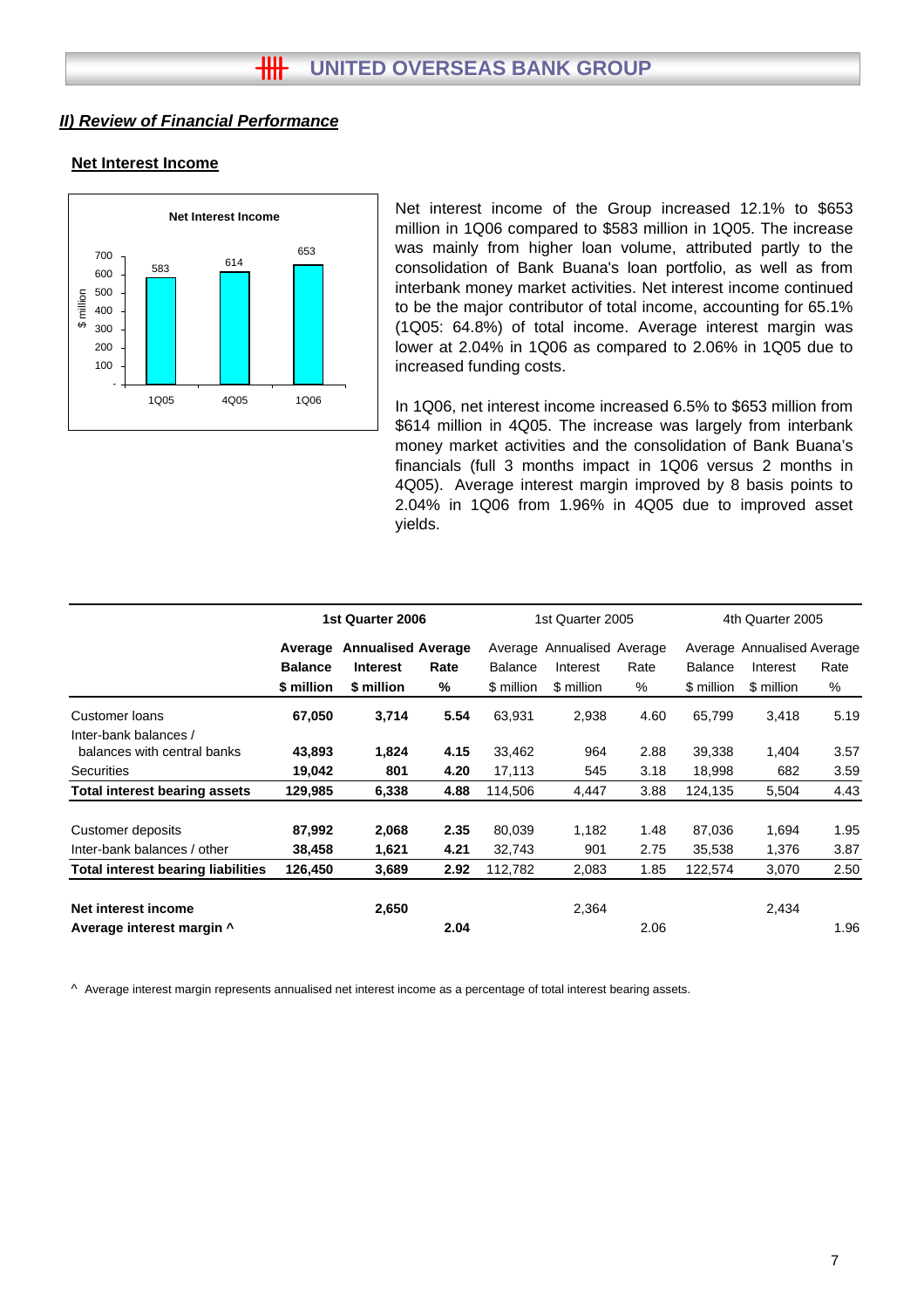## *II) Review of Financial Performance*

### Net Interest Income

Net interest income of the Group increased 12.1% to \$653 million in 1Q06 compared to \$583 million in 1Q05. The increase was mainly from higher loan volume, attributed partly to the consolidation of Bank Buana's loan portfolio, as well as from interbank money market activities. Net interest income continued to be the major contributor of total income, accounting for 65.1% (1Q05: 64.8%) of total income. Average interest margin was lower at 2.04% in 1Q06 as compared to 2.06% in 1Q05 due to increased funding costs.

In 1Q06, net interest income increased 6.5% to \$653 million from \$614 million in 4Q05. The increase was largely from interbank money market activities and the consolidation of Bank Buana's financials (full 3 months impact in 1Q06 versus 2 months in 4Q05). Average interest margin improved by 8 basis points to 2.04% in 1Q06 from 1.96% in 4Q05 due to improved asset yields.

| | 1st Quarter 2006 | | | 1st Quarter 2005 | | | 4th Quarter 2005 | | |
|---|---|---|---|---|---|---|---|---|---|
| | **Average Balance \$ million** | **Annualised Interest \$ million** | **Average Rate %** | Average Balance \$ million | Annualised Interest \$ million | Average Rate % | Average Balance \$ million | Annualised Interest \$ million | Average Rate % |
| Customer loans | **67,050** | **3,714** | **5.54** | 63,931 | 2,938 | 4.60 | 65,799 | 3,418 | 5.19 |
| Inter-bank balances / balances with central banks | **43,893** | **1,824** | **4.15** | 33,462 | 964 | 2.88 | 39,338 | 1,404 | 3.57 |
| Securities | **19,042** | **801** | **4.20** | 17,113 | 545 | 3.18 | 18,998 | 682 | 3.59 |
| **Total interest bearing assets** | **129,985** | **6,338** | **4.88** | 114,506 | 4,447 | 3.88 | 124,135 | 5,504 | 4.43 |
| | | | | | | | | | |
| Customer deposits | **87,992** | **2,068** | **2.35** | 80,039 | 1,182 | 1.48 | 87,036 | 1,694 | 1.95 |
| Inter-bank balances / other | **38,458** | **1,621** | **4.21** | 32,743 | 901 | 2.75 | 35,538 | 1,376 | 3.87 |
| **Total interest bearing liabilities** | **126,450** | **3,689** | **2.92** | 112,782 | 2,083 | 1.85 | 122,574 | 3,070 | 2.50 |
| | | | | | | | | | |
| **Net interest income** | | **2,650** | | | 2,364 | | | 2,434 | |
| **Average interest margin ^** | | | **2.04** | | | 2.06 | | | 1.96 |

^ Average interest margin represents annualised net interest income as a percentage of total interest bearing assets.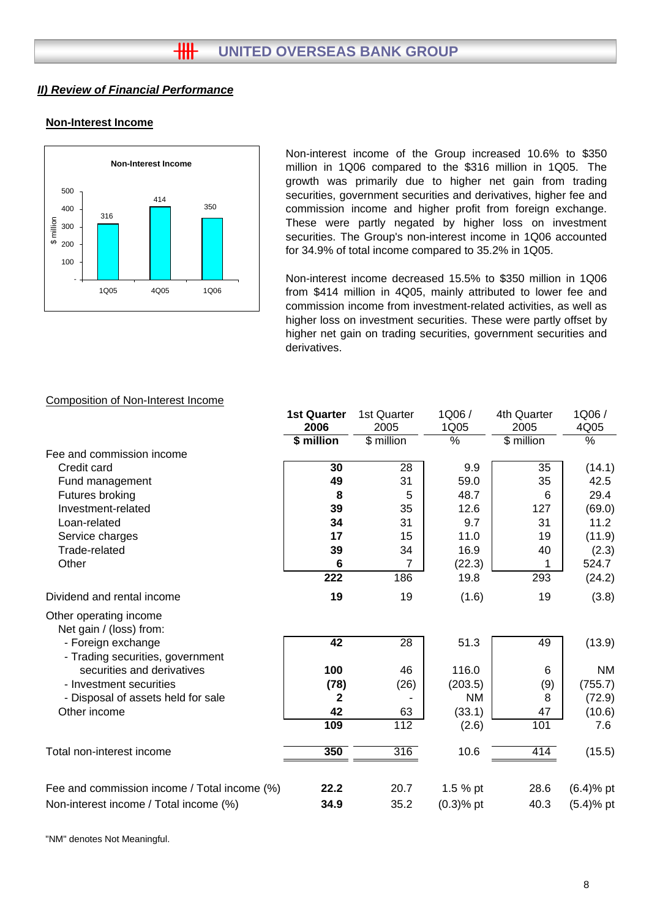## II) Review of Financial Performance

### Non-Interest Income

**Non-Interest Income**

| | 1Q05 | 4Q05 | 1Q06 |
|---|---|---|---|
| $ million | 316 | 414 | 350 |

Non-interest income of the Group increased 10.6% to $350 million in 1Q06 compared to the $316 million in 1Q05. The growth was primarily due to higher net gain from trading securities, government securities and derivatives, higher fee and commission income and higher profit from foreign exchange. These were partly negated by higher loss on investment securities. The Group's non-interest income in 1Q06 accounted for 34.9% of total income compared to 35.2% in 1Q05.

Non-interest income decreased 15.5% to $350 million in 1Q06 from $414 million in 4Q05, mainly attributed to lower fee and commission income from investment-related activities, as well as higher loss on investment securities. These were partly offset by higher net gain on trading securities, government securities and derivatives.

Composition of Non-Interest Income

| | **1st Quarter 2006** | 1st Quarter 2005 | 1Q06 / 1Q05 | 4th Quarter 2005 | 1Q06 / 4Q05 |
|---|---|---|---|---|---|
| | **$ million** | $ million | % | $ million | % |
| Fee and commission income | | | | | |
| Credit card | **30** | 28 | 9.9 | 35 | (14.1) |
| Fund management | **49** | 31 | 59.0 | 35 | 42.5 |
| Futures broking | **8** | 5 | 48.7 | 6 | 29.4 |
| Investment-related | **39** | 35 | 12.6 | 127 | (69.0) |
| Loan-related | **34** | 31 | 9.7 | 31 | 11.2 |
| Service charges | **17** | 15 | 11.0 | 19 | (11.9) |
| Trade-related | **39** | 34 | 16.9 | 40 | (2.3) |
| Other | **6** | 7 | (22.3) | 1 | 524.7 |
| | **222** | 186 | 19.8 | 293 | (24.2) |
| Dividend and rental income | **19** | 19 | (1.6) | 19 | (3.8) |
| Other operating income | | | | | |
| Net gain / (loss) from: | | | | | |
| - Foreign exchange | **42** | 28 | 51.3 | 49 | (13.9) |
| - Trading securities, government securities and derivatives | **100** | 46 | 116.0 | 6 | NM |
| - Investment securities | **(78)** | (26) | (203.5) | (9) | (755.7) |
| - Disposal of assets held for sale | **2** | - | NM | 8 | (72.9) |
| Other income | **42** | 63 | (33.1) | 47 | (10.6) |
| | **109** | 112 | (2.6) | 101 | 7.6 |
| Total non-interest income | **350** | 316 | 10.6 | 414 | (15.5) |
| Fee and commission income / Total income (%) | **22.2** | 20.7 | 1.5 % pt | 28.6 | (6.4)% pt |
| Non-interest income / Total income (%) | **34.9** | 35.2 | (0.3)% pt | 40.3 | (5.4)% pt |

"NM" denotes Not Meaningful.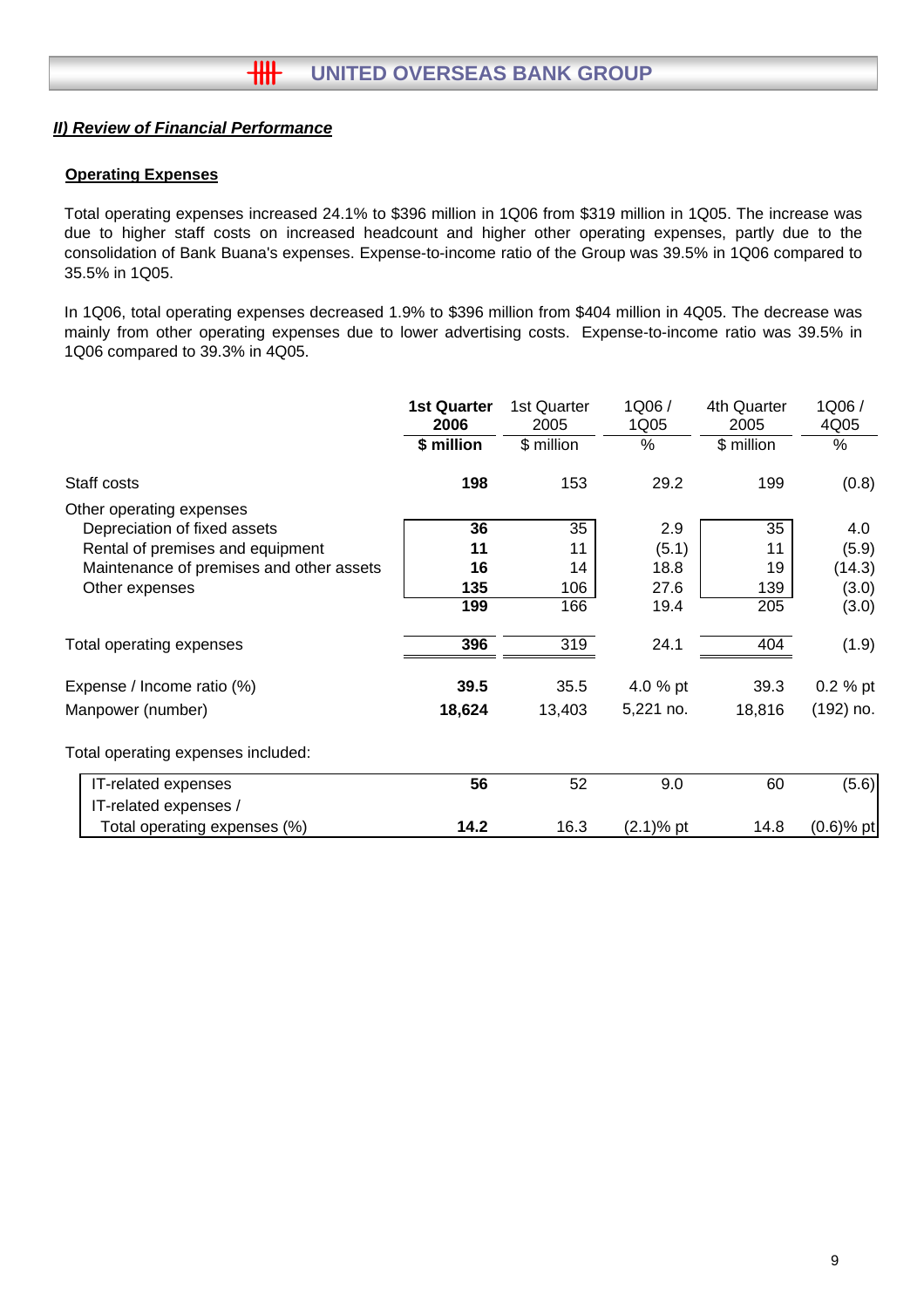## *II) Review of Financial Performance*

### Operating Expenses

Total operating expenses increased 24.1% to $396 million in 1Q06 from $319 million in 1Q05. The increase was due to higher staff costs on increased headcount and higher other operating expenses, partly due to the consolidation of Bank Buana's expenses. Expense-to-income ratio of the Group was 39.5% in 1Q06 compared to 35.5% in 1Q05.

In 1Q06, total operating expenses decreased 1.9% to $396 million from $404 million in 4Q05. The decrease was mainly from other operating expenses due to lower advertising costs. Expense-to-income ratio was 39.5% in 1Q06 compared to 39.3% in 4Q05.

| | **1st Quarter 2006** | 1st Quarter 2005 | 1Q06 / 1Q05 | 4th Quarter 2005 | 1Q06 / 4Q05 |
|---|---|---|---|---|---|
| | **$ million** | $ million | % | $ million | % |
| Staff costs | **198** | 153 | 29.2 | 199 | (0.8) |
| Other operating expenses | | | | | |
| Depreciation of fixed assets | **36** | 35 | 2.9 | 35 | 4.0 |
| Rental of premises and equipment | **11** | 11 | (5.1) | 11 | (5.9) |
| Maintenance of premises and other assets | **16** | 14 | 18.8 | 19 | (14.3) |
| Other expenses | **135** | 106 | 27.6 | 139 | (3.0) |
| | **199** | 166 | 19.4 | 205 | (3.0) |
| Total operating expenses | **396** | 319 | 24.1 | 404 | (1.9) |
| Expense / Income ratio (%) | **39.5** | 35.5 | 4.0 % pt | 39.3 | 0.2 % pt |
| Manpower (number) | **18,624** | 13,403 | 5,221 no. | 18,816 | (192) no. |
| Total operating expenses included: | | | | | |
| IT-related expenses | **56** | 52 | 9.0 | 60 | (5.6) |
| IT-related expenses / Total operating expenses (%) | **14.2** | 16.3 | (2.1)% pt | 14.8 | (0.6)% pt |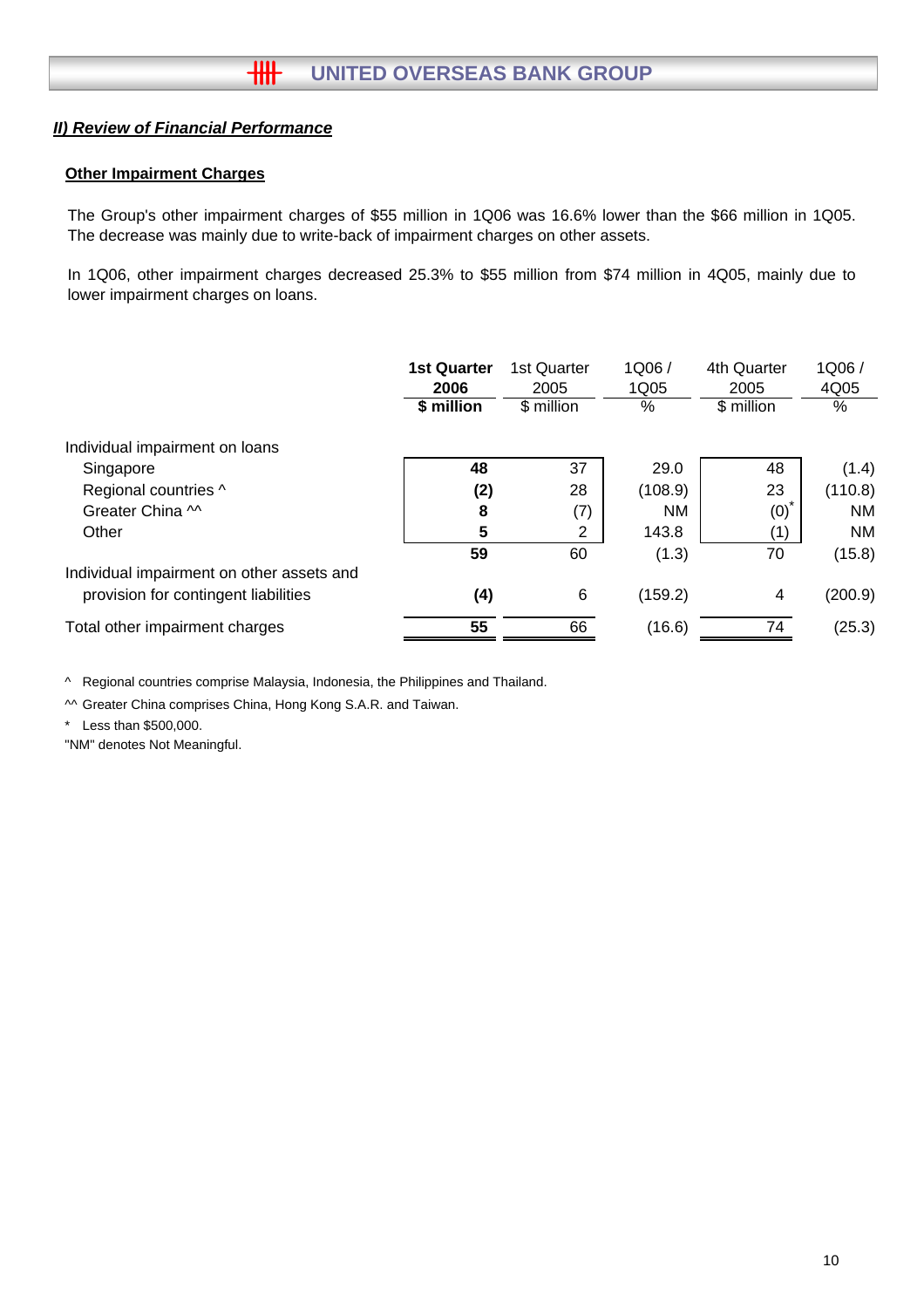## II) Review of Financial Performance

### Other Impairment Charges

The Group's other impairment charges of $55 million in 1Q06 was 16.6% lower than the $66 million in 1Q05. The decrease was mainly due to write-back of impairment charges on other assets.

In 1Q06, other impairment charges decreased 25.3% to $55 million from $74 million in 4Q05, mainly due to lower impairment charges on loans.

| | **1st Quarter 2006 $ million** | 1st Quarter 2005 $ million | 1Q06 / 1Q05 % | 4th Quarter 2005 $ million | 1Q06 / 4Q05 % |
|---|---|---|---|---|---|
| Individual impairment on loans | | | | | |
| Singapore | **48** | 37 | 29.0 | 48 | (1.4) |
| Regional countries ^ | **(2)** | 28 | (108.9) | 23 | (110.8) |
| Greater China ^^ | **8** | (7) | NM | (0)* | NM |
| Other | **5** | 2 | 143.8 | (1) | NM |
| | **59** | 60 | (1.3) | 70 | (15.8) |
| Individual impairment on other assets and provision for contingent liabilities | **(4)** | 6 | (159.2) | 4 | (200.9) |
| Total other impairment charges | **55** | 66 | (16.6) | 74 | (25.3) |

^ Regional countries comprise Malaysia, Indonesia, the Philippines and Thailand.

^^ Greater China comprises China, Hong Kong S.A.R. and Taiwan.

* Less than $500,000.

"NM" denotes Not Meaningful.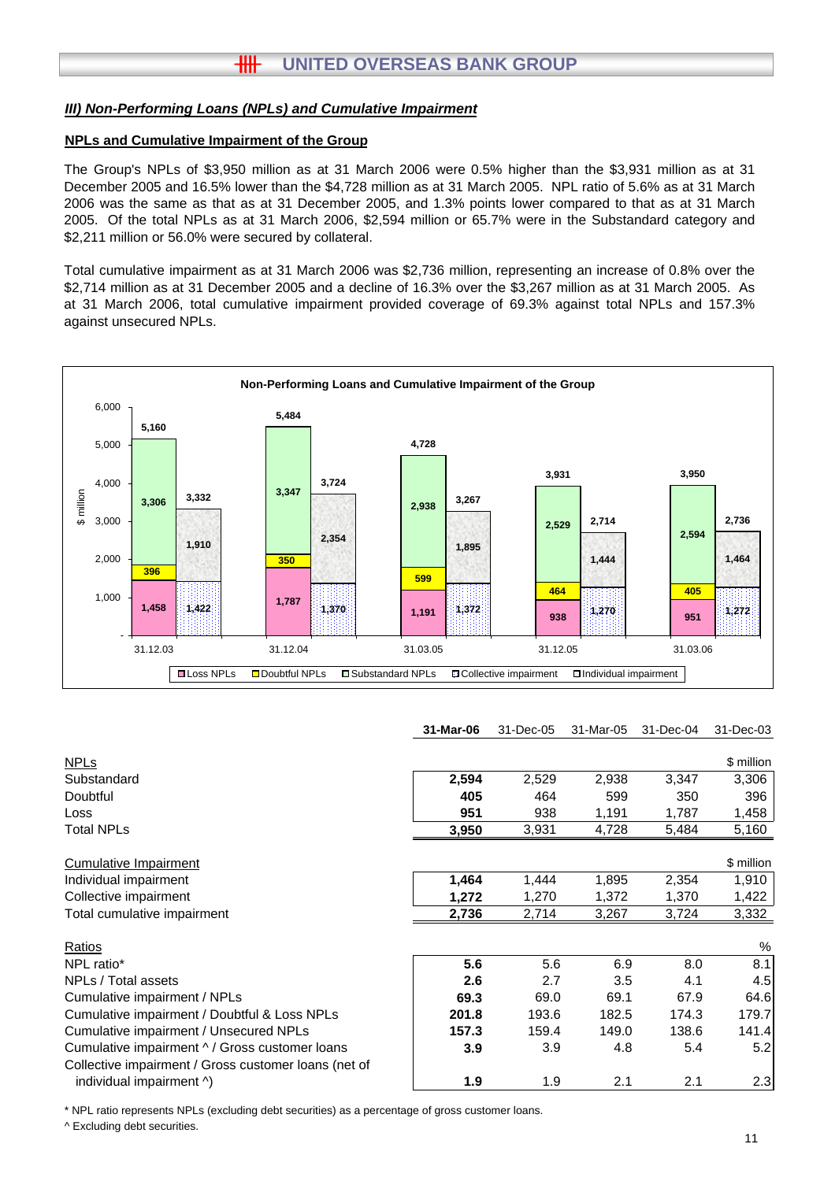### *III) Non-Performing Loans (NPLs) and Cumulative Impairment*

**NPLs and Cumulative Impairment of the Group**

The Group's NPLs of $3,950 million as at 31 March 2006 were 0.5% higher than the $3,931 million as at 31 December 2005 and 16.5% lower than the $4,728 million as at 31 March 2005. NPL ratio of 5.6% as at 31 March 2006 was the same as that as at 31 December 2005, and 1.3% points lower compared to that as at 31 March 2005. Of the total NPLs as at 31 March 2006, $2,594 million or 65.7% were in the Substandard category and $2,211 million or 56.0% were secured by collateral.

Total cumulative impairment as at 31 March 2006 was $2,736 million, representing an increase of 0.8% over the $2,714 million as at 31 December 2005 and a decline of 16.3% over the $3,267 million as at 31 March 2005. As at 31 March 2006, total cumulative impairment provided coverage of 69.3% against total NPLs and 157.3% against unsecured NPLs.

**Non-Performing Loans and Cumulative Impairment of the Group**

| $ million | 31.12.03 | 31.12.04 | 31.03.05 | 31.12.05 | 31.03.06 |
|---|---|---|---|---|---|
| Loss NPLs | 1,458 | 1,787 | 1,191 | 938 | 951 |
| Doubtful NPLs | 396 | 350 | 599 | 464 | 405 |
| Substandard NPLs | 3,306 | 3,347 | 2,938 | 2,529 | 2,594 |
| Total NPLs | 5,160 | 5,484 | 4,728 | 3,931 | 3,950 |
| Collective impairment | 1,422 | 1,370 | 1,372 | 1,270 | 1,272 |
| Individual impairment | 1,910 | 2,354 | 1,895 | 1,444 | 1,464 |
| Total cumulative impairment | 3,332 | 3,724 | 3,267 | 2,714 | 2,736 |

| | **31-Mar-06** | 31-Dec-05 | 31-Mar-05 | 31-Dec-04 | 31-Dec-03 |
|---|---|---|---|---|---|
| NPLs | | | | | $ million |
| Substandard | **2,594** | 2,529 | 2,938 | 3,347 | 3,306 |
| Doubtful | **405** | 464 | 599 | 350 | 396 |
| Loss | **951** | 938 | 1,191 | 1,787 | 1,458 |
| Total NPLs | **3,950** | 3,931 | 4,728 | 5,484 | 5,160 |
| Cumulative Impairment | | | | | $ million |
| Individual impairment | **1,464** | 1,444 | 1,895 | 2,354 | 1,910 |
| Collective impairment | **1,272** | 1,270 | 1,372 | 1,370 | 1,422 |
| Total cumulative impairment | **2,736** | 2,714 | 3,267 | 3,724 | 3,332 |
| Ratios | | | | | % |
| NPL ratio* | **5.6** | 5.6 | 6.9 | 8.0 | 8.1 |
| NPLs / Total assets | **2.6** | 2.7 | 3.5 | 4.1 | 4.5 |
| Cumulative impairment / NPLs | **69.3** | 69.0 | 69.1 | 67.9 | 64.6 |
| Cumulative impairment / Doubtful & Loss NPLs | **201.8** | 193.6 | 182.5 | 174.3 | 179.7 |
| Cumulative impairment / Unsecured NPLs | **157.3** | 159.4 | 149.0 | 138.6 | 141.4 |
| Cumulative impairment ^ / Gross customer loans | **3.9** | 3.9 | 4.8 | 5.4 | 5.2 |
| Collective impairment / Gross customer loans (net of individual impairment ^) | **1.9** | 1.9 | 2.1 | 2.1 | 2.3 |

\* NPL ratio represents NPLs (excluding debt securities) as a percentage of gross customer loans.

^ Excluding debt securities.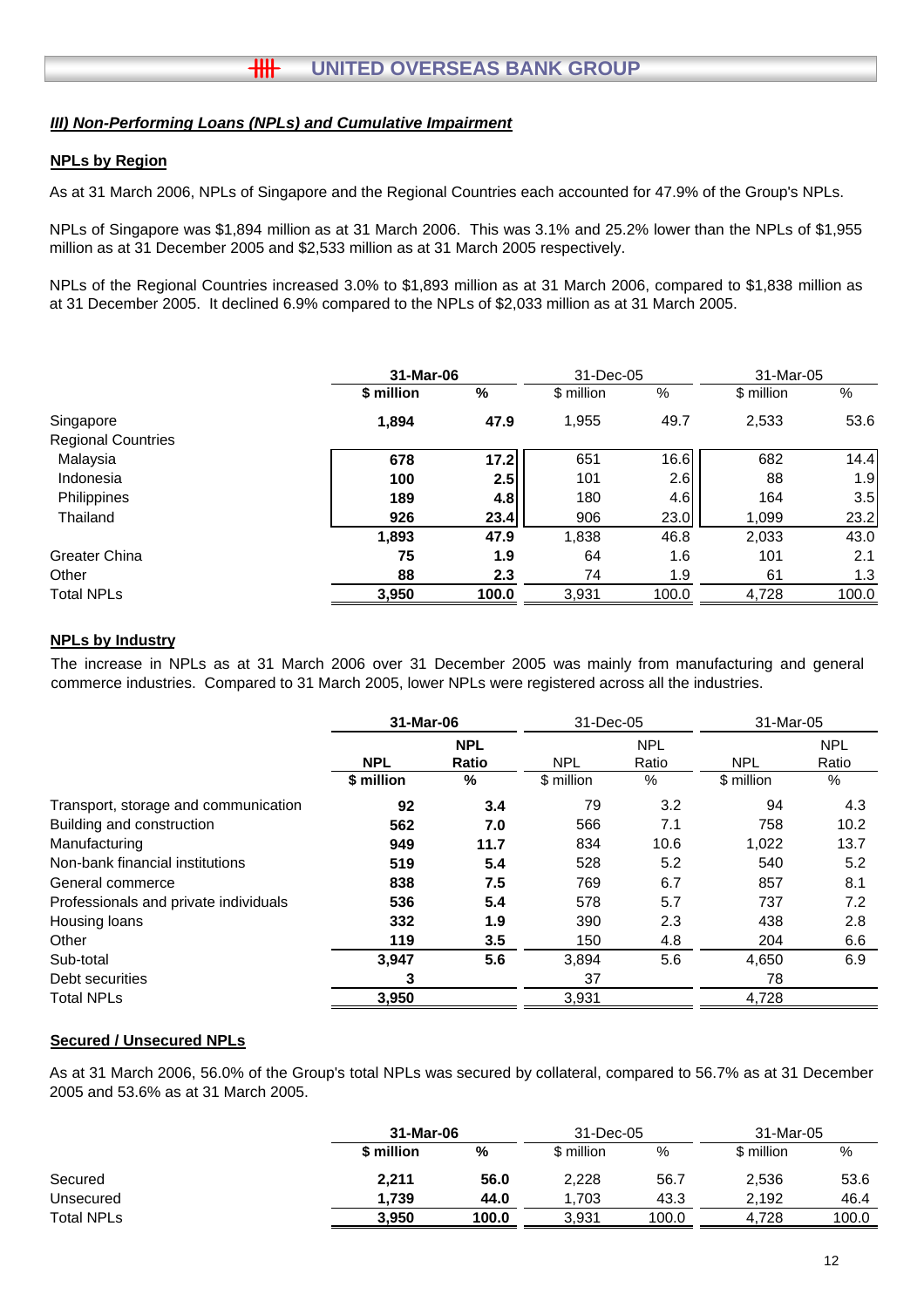### *III) Non-Performing Loans (NPLs) and Cumulative Impairment*

**NPLs by Region**

As at 31 March 2006, NPLs of Singapore and the Regional Countries each accounted for 47.9% of the Group's NPLs.

NPLs of Singapore was $1,894 million as at 31 March 2006. This was 3.1% and 25.2% lower than the NPLs of $1,955 million as at 31 December 2005 and $2,533 million as at 31 March 2005 respectively.

NPLs of the Regional Countries increased 3.0% to $1,893 million as at 31 March 2006, compared to $1,838 million as at 31 December 2005. It declined 6.9% compared to the NPLs of $2,033 million as at 31 March 2005.

| | **31-Mar-06** | | 31-Dec-05 | | 31-Mar-05 | |
|---|---|---|---|---|---|---|
| | **$ million** | **%** | $ million | % | $ million | % |
| Singapore | **1,894** | **47.9** | 1,955 | 49.7 | 2,533 | 53.6 |
| Regional Countries | | | | | | |
| Malaysia | **678** | **17.2** | 651 | 16.6 | 682 | 14.4 |
| Indonesia | **100** | **2.5** | 101 | 2.6 | 88 | 1.9 |
| Philippines | **189** | **4.8** | 180 | 4.6 | 164 | 3.5 |
| Thailand | **926** | **23.4** | 906 | 23.0 | 1,099 | 23.2 |
| | **1,893** | **47.9** | 1,838 | 46.8 | 2,033 | 43.0 |
| Greater China | **75** | **1.9** | 64 | 1.6 | 101 | 2.1 |
| Other | **88** | **2.3** | 74 | 1.9 | 61 | 1.3 |
| Total NPLs | **3,950** | **100.0** | 3,931 | 100.0 | 4,728 | 100.0 |

**NPLs by Industry**

The increase in NPLs as at 31 March 2006 over 31 December 2005 was mainly from manufacturing and general commerce industries. Compared to 31 March 2005, lower NPLs were registered across all the industries.

| | **31-Mar-06** | | 31-Dec-05 | | 31-Mar-05 | |
|---|---|---|---|---|---|---|
| | **NPL** | **NPL Ratio** | NPL | NPL Ratio | NPL | NPL Ratio |
| | **$ million** | **%** | $ million | % | $ million | % |
| Transport, storage and communication | **92** | **3.4** | 79 | 3.2 | 94 | 4.3 |
| Building and construction | **562** | **7.0** | 566 | 7.1 | 758 | 10.2 |
| Manufacturing | **949** | **11.7** | 834 | 10.6 | 1,022 | 13.7 |
| Non-bank financial institutions | **519** | **5.4** | 528 | 5.2 | 540 | 5.2 |
| General commerce | **838** | **7.5** | 769 | 6.7 | 857 | 8.1 |
| Professionals and private individuals | **536** | **5.4** | 578 | 5.7 | 737 | 7.2 |
| Housing loans | **332** | **1.9** | 390 | 2.3 | 438 | 2.8 |
| Other | **119** | **3.5** | 150 | 4.8 | 204 | 6.6 |
| Sub-total | **3,947** | **5.6** | 3,894 | 5.6 | 4,650 | 6.9 |
| Debt securities | **3** | | 37 | | 78 | |
| Total NPLs | **3,950** | | 3,931 | | 4,728 | |

**Secured / Unsecured NPLs**

As at 31 March 2006, 56.0% of the Group's total NPLs was secured by collateral, compared to 56.7% as at 31 December 2005 and 53.6% as at 31 March 2005.

| | **31-Mar-06** | | 31-Dec-05 | | 31-Mar-05 | |
|---|---|---|---|---|---|---|
| | **$ million** | **%** | $ million | % | $ million | % |
| Secured | **2,211** | **56.0** | 2,228 | 56.7 | 2,536 | 53.6 |
| Unsecured | **1,739** | **44.0** | 1,703 | 43.3 | 2,192 | 46.4 |
| Total NPLs | **3,950** | **100.0** | 3,931 | 100.0 | 4,728 | 100.0 |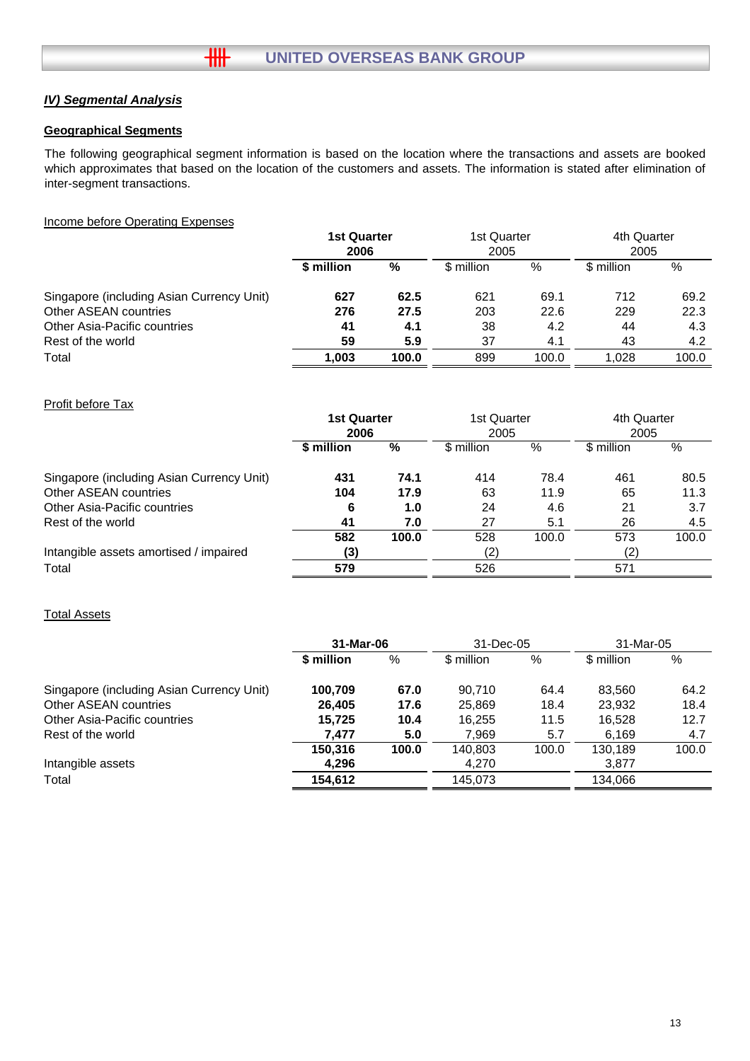## *IV) Segmental Analysis*

### Geographical Segments

The following geographical segment information is based on the location where the transactions and assets are booked which approximates that based on the location of the customers and assets. The information is stated after elimination of inter-segment transactions.

Income before Operating Expenses

| | **1st Quarter 2006** | | 1st Quarter 2005 | | 4th Quarter 2005 | |
|---|---|---|---|---|---|---|
| | **$ million** | **%** | $ million | % | $ million | % |
| Singapore (including Asian Currency Unit) | **627** | **62.5** | 621 | 69.1 | 712 | 69.2 |
| Other ASEAN countries | **276** | **27.5** | 203 | 22.6 | 229 | 22.3 |
| Other Asia-Pacific countries | **41** | **4.1** | 38 | 4.2 | 44 | 4.3 |
| Rest of the world | **59** | **5.9** | 37 | 4.1 | 43 | 4.2 |
| Total | **1,003** | **100.0** | 899 | 100.0 | 1,028 | 100.0 |

Profit before Tax

| | **1st Quarter 2006** | | 1st Quarter 2005 | | 4th Quarter 2005 | |
|---|---|---|---|---|---|---|
| | **$ million** | **%** | $ million | % | $ million | % |
| Singapore (including Asian Currency Unit) | **431** | **74.1** | 414 | 78.4 | 461 | 80.5 |
| Other ASEAN countries | **104** | **17.9** | 63 | 11.9 | 65 | 11.3 |
| Other Asia-Pacific countries | **6** | **1.0** | 24 | 4.6 | 21 | 3.7 |
| Rest of the world | **41** | **7.0** | 27 | 5.1 | 26 | 4.5 |
| | **582** | **100.0** | 528 | 100.0 | 573 | 100.0 |
| Intangible assets amortised / impaired | **(3)** | | (2) | | (2) | |
| Total | **579** | | 526 | | 571 | |

Total Assets

| | **31-Mar-06** | | 31-Dec-05 | | 31-Mar-05 | |
|---|---|---|---|---|---|---|
| | **$ million** | % | $ million | % | $ million | % |
| Singapore (including Asian Currency Unit) | **100,709** | **67.0** | 90,710 | 64.4 | 83,560 | 64.2 |
| Other ASEAN countries | **26,405** | **17.6** | 25,869 | 18.4 | 23,932 | 18.4 |
| Other Asia-Pacific countries | **15,725** | **10.4** | 16,255 | 11.5 | 16,528 | 12.7 |
| Rest of the world | **7,477** | **5.0** | 7,969 | 5.7 | 6,169 | 4.7 |
| | **150,316** | **100.0** | 140,803 | 100.0 | 130,189 | 100.0 |
| Intangible assets | **4,296** | | 4,270 | | 3,877 | |
| Total | **154,612** | | 145,073 | | 134,066 | |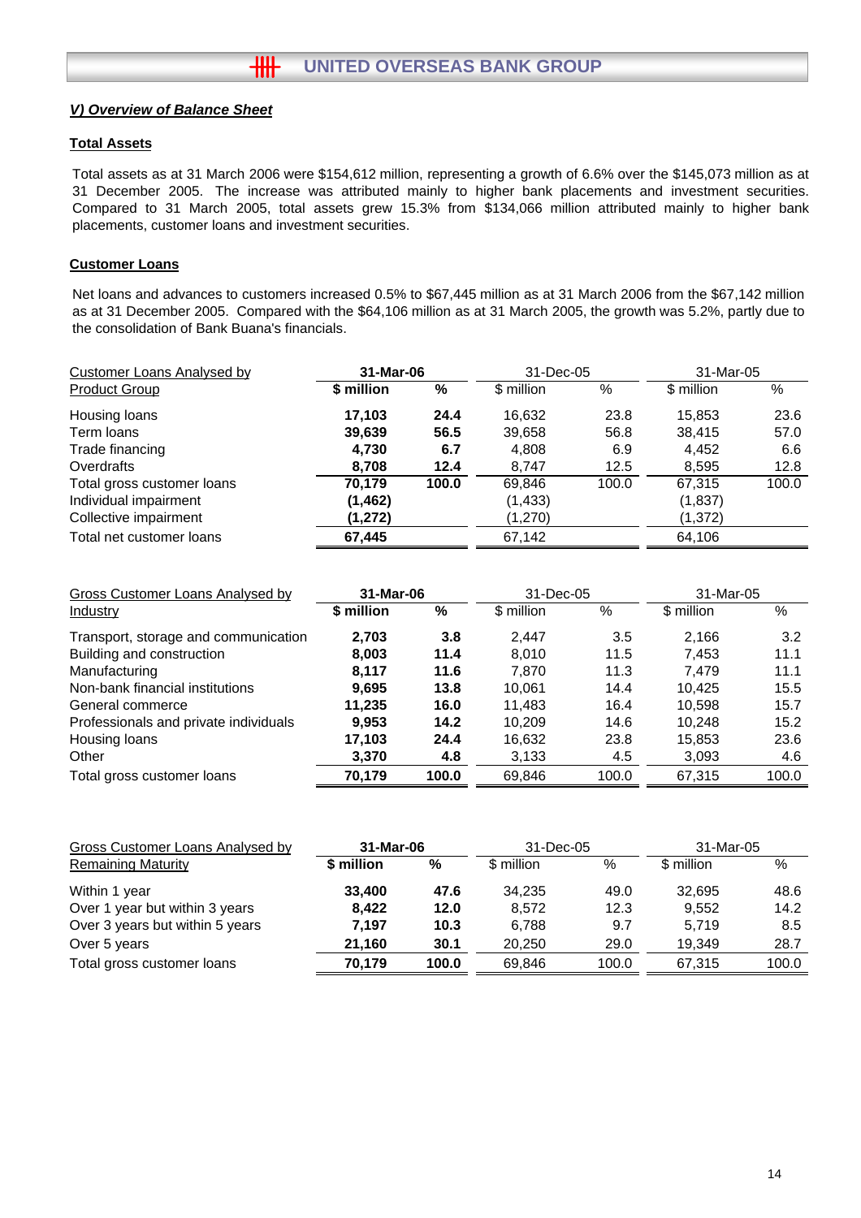## V) Overview of Balance Sheet

### Total Assets

Total assets as at 31 March 2006 were $154,612 million, representing a growth of 6.6% over the $145,073 million as at 31 December 2005. The increase was attributed mainly to higher bank placements and investment securities. Compared to 31 March 2005, total assets grew 15.3% from $134,066 million attributed mainly to higher bank placements, customer loans and investment securities.

### Customer Loans

Net loans and advances to customers increased 0.5% to $67,445 million as at 31 March 2006 from the $67,142 million as at 31 December 2005. Compared with the $64,106 million as at 31 March 2005, the growth was 5.2%, partly due to the consolidation of Bank Buana's financials.

| Customer Loans Analysed by Product Group | **31-Mar-06** | | 31-Dec-05 | | 31-Mar-05 | |
|---|---|---|---|---|---|---|
| | **$ million** | **%** | $ million | % | $ million | % |
| Housing loans | **17,103** | **24.4** | 16,632 | 23.8 | 15,853 | 23.6 |
| Term loans | **39,639** | **56.5** | 39,658 | 56.8 | 38,415 | 57.0 |
| Trade financing | **4,730** | **6.7** | 4,808 | 6.9 | 4,452 | 6.6 |
| Overdrafts | **8,708** | **12.4** | 8,747 | 12.5 | 8,595 | 12.8 |
| Total gross customer loans | **70,179** | **100.0** | 69,846 | 100.0 | 67,315 | 100.0 |
| Individual impairment | **(1,462)** | | (1,433) | | (1,837) | |
| Collective impairment | **(1,272)** | | (1,270) | | (1,372) | |
| Total net customer loans | **67,445** | | 67,142 | | 64,106 | |

| Gross Customer Loans Analysed by Industry | **31-Mar-06** | | 31-Dec-05 | | 31-Mar-05 | |
|---|---|---|---|---|---|---|
| | **$ million** | **%** | $ million | % | $ million | % |
| Transport, storage and communication | **2,703** | **3.8** | 2,447 | 3.5 | 2,166 | 3.2 |
| Building and construction | **8,003** | **11.4** | 8,010 | 11.5 | 7,453 | 11.1 |
| Manufacturing | **8,117** | **11.6** | 7,870 | 11.3 | 7,479 | 11.1 |
| Non-bank financial institutions | **9,695** | **13.8** | 10,061 | 14.4 | 10,425 | 15.5 |
| General commerce | **11,235** | **16.0** | 11,483 | 16.4 | 10,598 | 15.7 |
| Professionals and private individuals | **9,953** | **14.2** | 10,209 | 14.6 | 10,248 | 15.2 |
| Housing loans | **17,103** | **24.4** | 16,632 | 23.8 | 15,853 | 23.6 |
| Other | **3,370** | **4.8** | 3,133 | 4.5 | 3,093 | 4.6 |
| Total gross customer loans | **70,179** | **100.0** | 69,846 | 100.0 | 67,315 | 100.0 |

| Gross Customer Loans Analysed by Remaining Maturity | **31-Mar-06** | | 31-Dec-05 | | 31-Mar-05 | |
|---|---|---|---|---|---|---|
| | **$ million** | **%** | $ million | % | $ million | % |
| Within 1 year | **33,400** | **47.6** | 34,235 | 49.0 | 32,695 | 48.6 |
| Over 1 year but within 3 years | **8,422** | **12.0** | 8,572 | 12.3 | 9,552 | 14.2 |
| Over 3 years but within 5 years | **7,197** | **10.3** | 6,788 | 9.7 | 5,719 | 8.5 |
| Over 5 years | **21,160** | **30.1** | 20,250 | 29.0 | 19,349 | 28.7 |
| Total gross customer loans | **70,179** | **100.0** | 69,846 | 100.0 | 67,315 | 100.0 |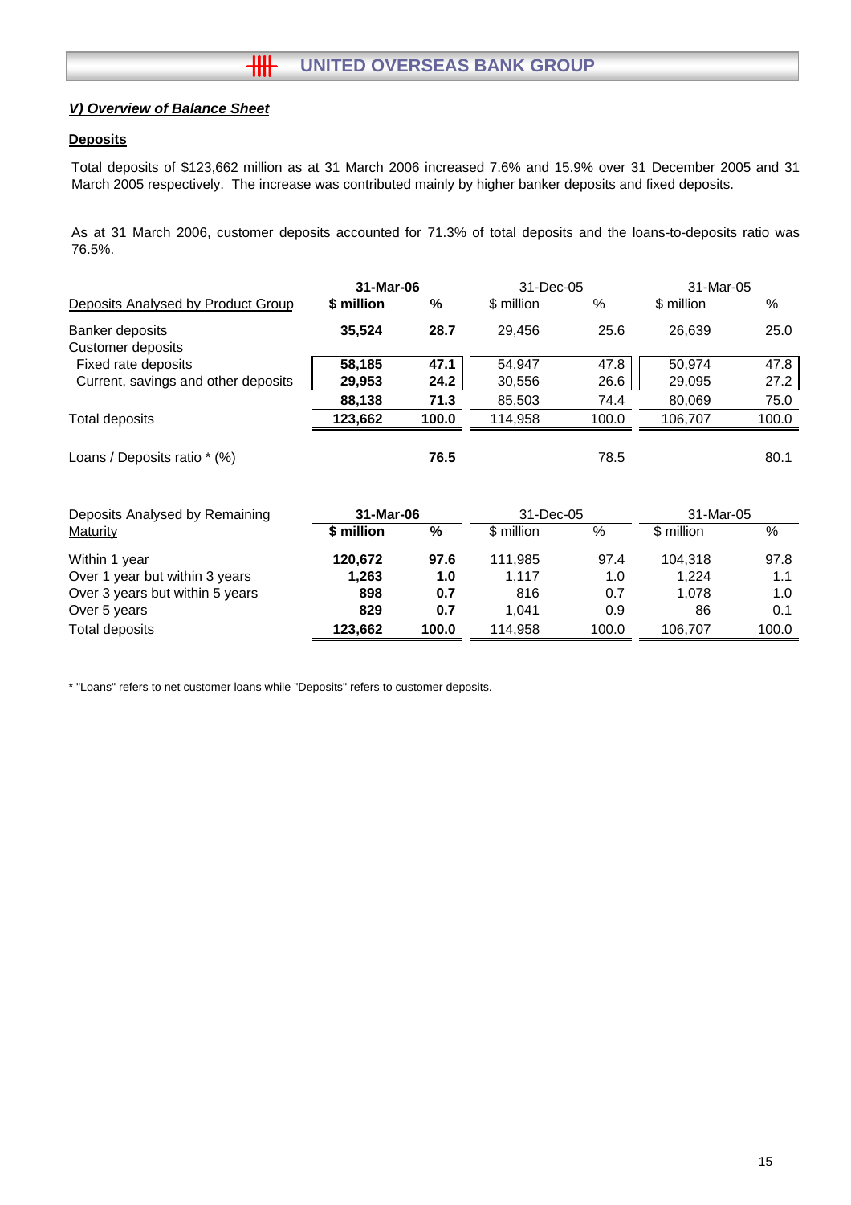## V) Overview of Balance Sheet

### Deposits

Total deposits of $123,662 million as at 31 March 2006 increased 7.6% and 15.9% over 31 December 2005 and 31 March 2005 respectively. The increase was contributed mainly by higher banker deposits and fixed deposits.

As at 31 March 2006, customer deposits accounted for 71.3% of total deposits and the loans-to-deposits ratio was 76.5%.

| Deposits Analysed by Product Group | 31-Mar-06 | | 31-Dec-05 | | 31-Mar-05 | |
|---|---|---|---|---|---|---|
| | **$ million** | **%** | $ million | % | $ million | % |
| Banker deposits | **35,524** | **28.7** | 29,456 | 25.6 | 26,639 | 25.0 |
| Customer deposits | | | | | | |
| Fixed rate deposits | **58,185** | **47.1** | 54,947 | 47.8 | 50,974 | 47.8 |
| Current, savings and other deposits | **29,953** | **24.2** | 30,556 | 26.6 | 29,095 | 27.2 |
| | **88,138** | **71.3** | 85,503 | 74.4 | 80,069 | 75.0 |
| Total deposits | **123,662** | **100.0** | 114,958 | 100.0 | 106,707 | 100.0 |
| Loans / Deposits ratio * (%) | | **76.5** | | 78.5 | | 80.1 |

| Deposits Analysed by Remaining Maturity | 31-Mar-06 | | 31-Dec-05 | | 31-Mar-05 | |
|---|---|---|---|---|---|---|
| | **$ million** | **%** | $ million | % | $ million | % |
| Within 1 year | **120,672** | **97.6** | 111,985 | 97.4 | 104,318 | 97.8 |
| Over 1 year but within 3 years | **1,263** | **1.0** | 1,117 | 1.0 | 1,224 | 1.1 |
| Over 3 years but within 5 years | **898** | **0.7** | 816 | 0.7 | 1,078 | 1.0 |
| Over 5 years | **829** | **0.7** | 1,041 | 0.9 | 86 | 0.1 |
| Total deposits | **123,662** | **100.0** | 114,958 | 100.0 | 106,707 | 100.0 |

* "Loans" refers to net customer loans while "Deposits" refers to customer deposits.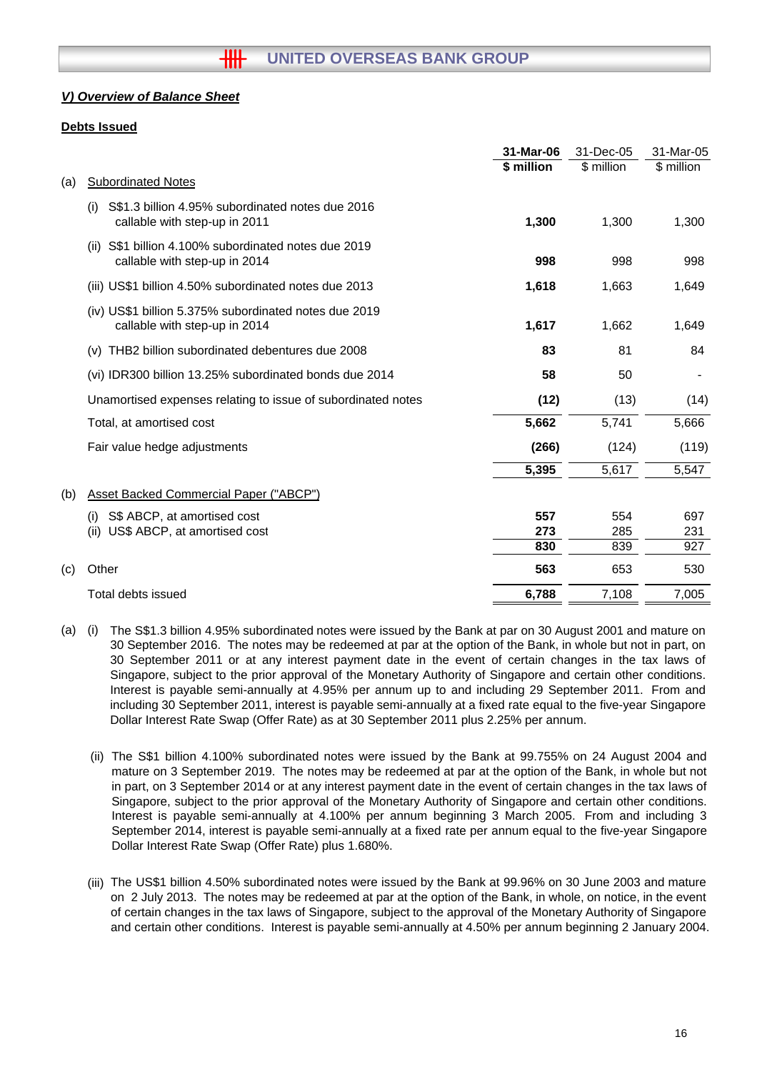### *V) Overview of Balance Sheet*

**Debts Issued**

| | | **31-Mar-06** | 31-Dec-05 | 31-Mar-05 |
|---|---|---|---|---|
| | | **$ million** | $ million | $ million |
| (a) | Subordinated Notes | | | |
| | (i) S$1.3 billion 4.95% subordinated notes due 2016 callable with step-up in 2011 | **1,300** | 1,300 | 1,300 |
| | (ii) S$1 billion 4.100% subordinated notes due 2019 callable with step-up in 2014 | **998** | 998 | 998 |
| | (iii) US$1 billion 4.50% subordinated notes due 2013 | **1,618** | 1,663 | 1,649 |
| | (iv) US$1 billion 5.375% subordinated notes due 2019 callable with step-up in 2014 | **1,617** | 1,662 | 1,649 |
| | (v) THB2 billion subordinated debentures due 2008 | **83** | 81 | 84 |
| | (vi) IDR300 billion 13.25% subordinated bonds due 2014 | **58** | 50 | - |
| | Unamortised expenses relating to issue of subordinated notes | **(12)** | (13) | (14) |
| | Total, at amortised cost | **5,662** | 5,741 | 5,666 |
| | Fair value hedge adjustments | **(266)** | (124) | (119) |
| | | **5,395** | 5,617 | 5,547 |
| (b) | Asset Backed Commercial Paper ("ABCP") | | | |
| | (i) S$ ABCP, at amortised cost | **557** | 554 | 697 |
| | (ii) US$ ABCP, at amortised cost | **273** | 285 | 231 |
| | | **830** | 839 | 927 |
| (c) | Other | **563** | 653 | 530 |
| | Total debts issued | **6,788** | 7,108 | 7,005 |

(a) (i) The S$1.3 billion 4.95% subordinated notes were issued by the Bank at par on 30 August 2001 and mature on 30 September 2016. The notes may be redeemed at par at the option of the Bank, in whole but not in part, on 30 September 2011 or at any interest payment date in the event of certain changes in the tax laws of Singapore, subject to the prior approval of the Monetary Authority of Singapore and certain other conditions. Interest is payable semi-annually at 4.95% per annum up to and including 29 September 2011. From and including 30 September 2011, interest is payable semi-annually at a fixed rate equal to the five-year Singapore Dollar Interest Rate Swap (Offer Rate) as at 30 September 2011 plus 2.25% per annum.

(ii) The S$1 billion 4.100% subordinated notes were issued by the Bank at 99.755% on 24 August 2004 and mature on 3 September 2019. The notes may be redeemed at par at the option of the Bank, in whole but not in part, on 3 September 2014 or at any interest payment date in the event of certain changes in the tax laws of Singapore, subject to the prior approval of the Monetary Authority of Singapore and certain other conditions. Interest is payable semi-annually at 4.100% per annum beginning 3 March 2005. From and including 3 September 2014, interest is payable semi-annually at a fixed rate per annum equal to the five-year Singapore Dollar Interest Rate Swap (Offer Rate) plus 1.680%.

(iii) The US$1 billion 4.50% subordinated notes were issued by the Bank at 99.96% on 30 June 2003 and mature on 2 July 2013. The notes may be redeemed at par at the option of the Bank, in whole, on notice, in the event of certain changes in the tax laws of Singapore, subject to the approval of the Monetary Authority of Singapore and certain other conditions. Interest is payable semi-annually at 4.50% per annum beginning 2 January 2004.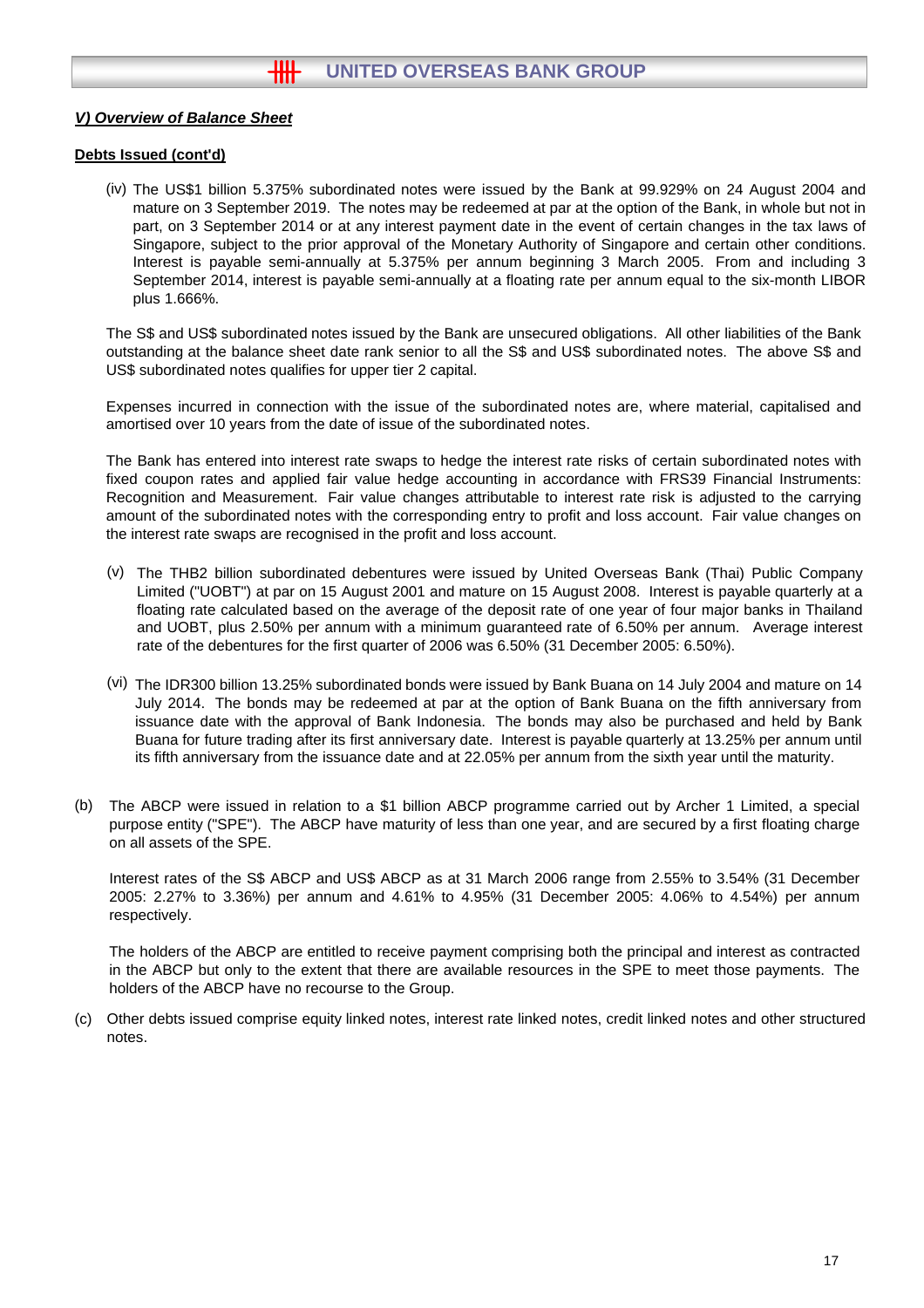***V) Overview of Balance Sheet***

**Debts Issued (cont'd)**

(iv) The US$1 billion 5.375% subordinated notes were issued by the Bank at 99.929% on 24 August 2004 and mature on 3 September 2019. The notes may be redeemed at par at the option of the Bank, in whole but not in part, on 3 September 2014 or at any interest payment date in the event of certain changes in the tax laws of Singapore, subject to the prior approval of the Monetary Authority of Singapore and certain other conditions. Interest is payable semi-annually at 5.375% per annum beginning 3 March 2005. From and including 3 September 2014, interest is payable semi-annually at a floating rate per annum equal to the six-month LIBOR plus 1.666%.

The S$ and US$ subordinated notes issued by the Bank are unsecured obligations. All other liabilities of the Bank outstanding at the balance sheet date rank senior to all the S$ and US$ subordinated notes. The above S$ and US$ subordinated notes qualifies for upper tier 2 capital.

Expenses incurred in connection with the issue of the subordinated notes are, where material, capitalised and amortised over 10 years from the date of issue of the subordinated notes.

The Bank has entered into interest rate swaps to hedge the interest rate risks of certain subordinated notes with fixed coupon rates and applied fair value hedge accounting in accordance with FRS39 Financial Instruments: Recognition and Measurement. Fair value changes attributable to interest rate risk is adjusted to the carrying amount of the subordinated notes with the corresponding entry to profit and loss account. Fair value changes on the interest rate swaps are recognised in the profit and loss account.

(v) The THB2 billion subordinated debentures were issued by United Overseas Bank (Thai) Public Company Limited ("UOBT") at par on 15 August 2001 and mature on 15 August 2008. Interest is payable quarterly at a floating rate calculated based on the average of the deposit rate of one year of four major banks in Thailand and UOBT, plus 2.50% per annum with a minimum guaranteed rate of 6.50% per annum. Average interest rate of the debentures for the first quarter of 2006 was 6.50% (31 December 2005: 6.50%).

(vi) The IDR300 billion 13.25% subordinated bonds were issued by Bank Buana on 14 July 2004 and mature on 14 July 2014. The bonds may be redeemed at par at the option of Bank Buana on the fifth anniversary from issuance date with the approval of Bank Indonesia. The bonds may also be purchased and held by Bank Buana for future trading after its first anniversary date. Interest is payable quarterly at 13.25% per annum until its fifth anniversary from the issuance date and at 22.05% per annum from the sixth year until the maturity.

(b) The ABCP were issued in relation to a $1 billion ABCP programme carried out by Archer 1 Limited, a special purpose entity ("SPE"). The ABCP have maturity of less than one year, and are secured by a first floating charge on all assets of the SPE.

Interest rates of the S$ ABCP and US$ ABCP as at 31 March 2006 range from 2.55% to 3.54% (31 December 2005: 2.27% to 3.36%) per annum and 4.61% to 4.95% (31 December 2005: 4.06% to 4.54%) per annum respectively.

The holders of the ABCP are entitled to receive payment comprising both the principal and interest as contracted in the ABCP but only to the extent that there are available resources in the SPE to meet those payments. The holders of the ABCP have no recourse to the Group.

(c) Other debts issued comprise equity linked notes, interest rate linked notes, credit linked notes and other structured notes.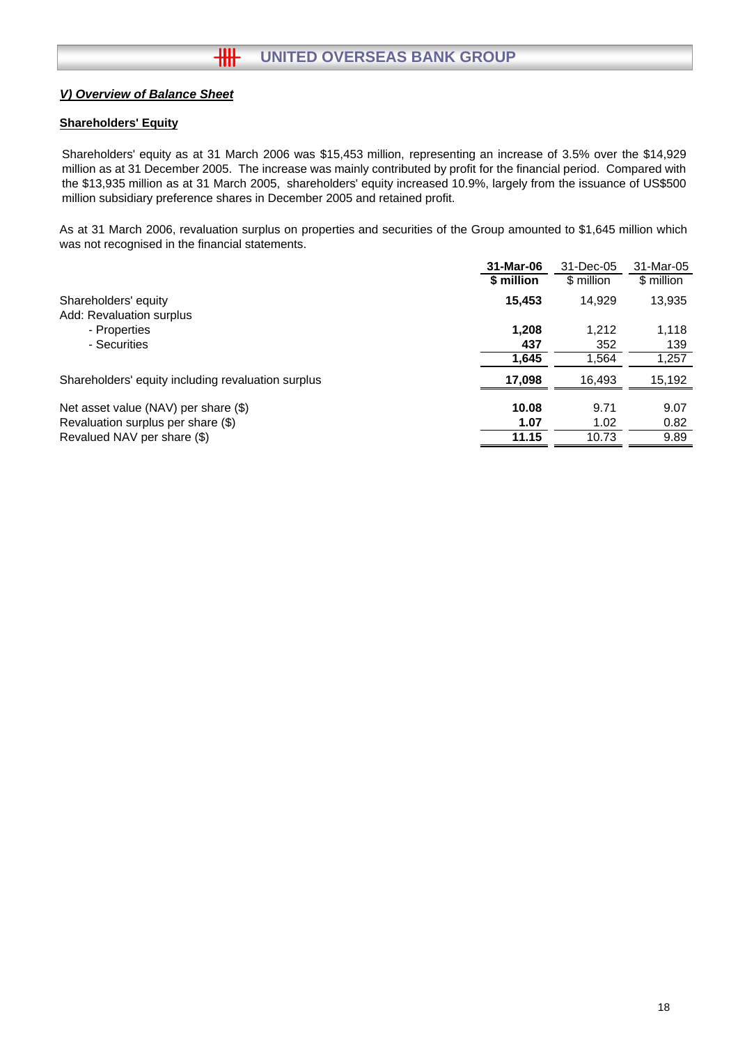## *V) Overview of Balance Sheet*

### Shareholders' Equity

Shareholders' equity as at 31 March 2006 was $15,453 million, representing an increase of 3.5% over the $14,929 million as at 31 December 2005. The increase was mainly contributed by profit for the financial period. Compared with the $13,935 million as at 31 March 2005, shareholders' equity increased 10.9%, largely from the issuance of US$500 million subsidiary preference shares in December 2005 and retained profit.

As at 31 March 2006, revaluation surplus on properties and securities of the Group amounted to $1,645 million which was not recognised in the financial statements.

| | **31-Mar-06** | 31-Dec-05 | 31-Mar-05 |
|---|---|---|---|
| | **$ million** | $ million | $ million |
| Shareholders' equity | **15,453** | 14,929 | 13,935 |
| Add: Revaluation surplus | | | |
| - Properties | **1,208** | 1,212 | 1,118 |
| - Securities | **437** | 352 | 139 |
| | **1,645** | 1,564 | 1,257 |
| Shareholders' equity including revaluation surplus | **17,098** | 16,493 | 15,192 |
| Net asset value (NAV) per share ($) | **10.08** | 9.71 | 9.07 |
| Revaluation surplus per share ($) | **1.07** | 1.02 | 0.82 |
| Revalued NAV per share ($) | **11.15** | 10.73 | 9.89 |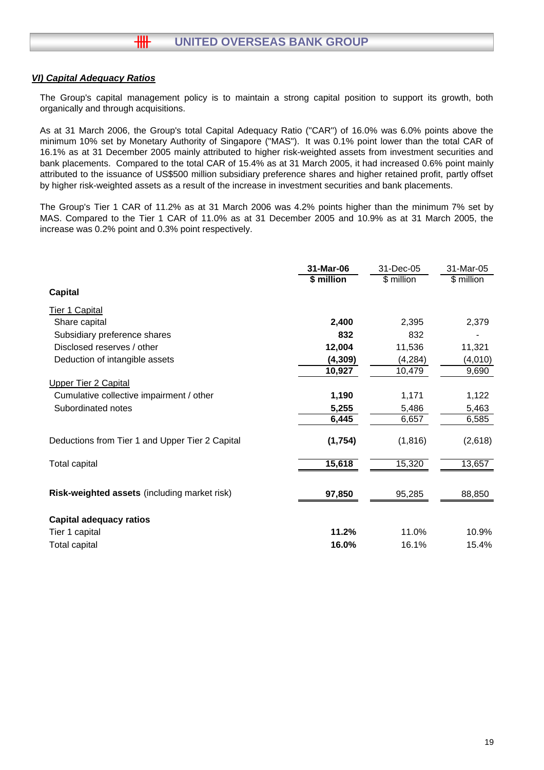### *VI) Capital Adequacy Ratios*

The Group's capital management policy is to maintain a strong capital position to support its growth, both organically and through acquisitions.

As at 31 March 2006, the Group's total Capital Adequacy Ratio ("CAR") of 16.0% was 6.0% points above the minimum 10% set by Monetary Authority of Singapore ("MAS"). It was 0.1% point lower than the total CAR of 16.1% as at 31 December 2005 mainly attributed to higher risk-weighted assets from investment securities and bank placements. Compared to the total CAR of 15.4% as at 31 March 2005, it had increased 0.6% point mainly attributed to the issuance of US$500 million subsidiary preference shares and higher retained profit, partly offset by higher risk-weighted assets as a result of the increase in investment securities and bank placements.

The Group's Tier 1 CAR of 11.2% as at 31 March 2006 was 4.2% points higher than the minimum 7% set by MAS. Compared to the Tier 1 CAR of 11.0% as at 31 December 2005 and 10.9% as at 31 March 2005, the increase was 0.2% point and 0.3% point respectively.

| | **31-Mar-06** | 31-Dec-05 | 31-Mar-05 |
|---|---|---|---|
| | **$ million** | $ million | $ million |
| **Capital** | | | |
| Tier 1 Capital | | | |
| Share capital | **2,400** | 2,395 | 2,379 |
| Subsidiary preference shares | **832** | 832 | - |
| Disclosed reserves / other | **12,004** | 11,536 | 11,321 |
| Deduction of intangible assets | **(4,309)** | (4,284) | (4,010) |
| | **10,927** | 10,479 | 9,690 |
| Upper Tier 2 Capital | | | |
| Cumulative collective impairment / other | **1,190** | 1,171 | 1,122 |
| Subordinated notes | **5,255** | 5,486 | 5,463 |
| | **6,445** | 6,657 | 6,585 |
| Deductions from Tier 1 and Upper Tier 2 Capital | **(1,754)** | (1,816) | (2,618) |
| Total capital | **15,618** | 15,320 | 13,657 |
| **Risk-weighted assets** (including market risk) | **97,850** | 95,285 | 88,850 |
| **Capital adequacy ratios** | | | |
| Tier 1 capital | **11.2%** | 11.0% | 10.9% |
| Total capital | **16.0%** | 16.1% | 15.4% |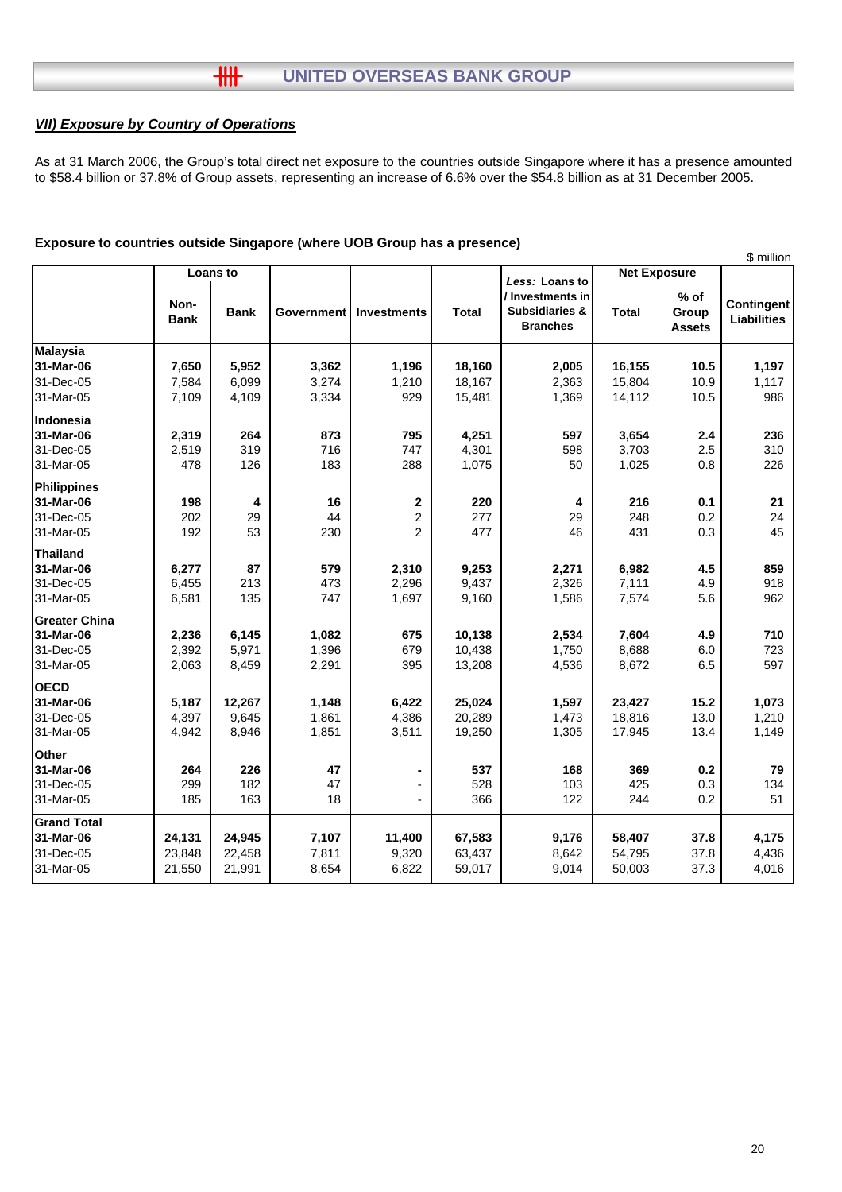### *VII) Exposure by Country of Operations*

As at 31 March 2006, the Group's total direct net exposure to the countries outside Singapore where it has a presence amounted to $58.4 billion or 37.8% of Group assets, representing an increase of 6.6% over the $54.8 billion as at 31 December 2005.

**Exposure to countries outside Singapore (where UOB Group has a presence)**

$ million

| | Loans to | | Government | Investments | Total | *Less:* Loans to / Investments in Subsidiaries & Branches | Net Exposure | | Contingent Liabilities |
|---|---|---|---|---|---|---|---|---|---|
| | Non-Bank | Bank | | | | | Total | % of Group Assets | |
| **Malaysia** | | | | | | | | | |
| **31-Mar-06** | **7,650** | **5,952** | **3,362** | **1,196** | **18,160** | **2,005** | **16,155** | **10.5** | **1,197** |
| 31-Dec-05 | 7,584 | 6,099 | 3,274 | 1,210 | 18,167 | 2,363 | 15,804 | 10.9 | 1,117 |
| 31-Mar-05 | 7,109 | 4,109 | 3,334 | 929 | 15,481 | 1,369 | 14,112 | 10.5 | 986 |
| **Indonesia** | | | | | | | | | |
| **31-Mar-06** | **2,319** | **264** | **873** | **795** | **4,251** | **597** | **3,654** | **2.4** | **236** |
| 31-Dec-05 | 2,519 | 319 | 716 | 747 | 4,301 | 598 | 3,703 | 2.5 | 310 |
| 31-Mar-05 | 478 | 126 | 183 | 288 | 1,075 | 50 | 1,025 | 0.8 | 226 |
| **Philippines** | | | | | | | | | |
| **31-Mar-06** | **198** | **4** | **16** | **2** | **220** | **4** | **216** | **0.1** | **21** |
| 31-Dec-05 | 202 | 29 | 44 | 2 | 277 | 29 | 248 | 0.2 | 24 |
| 31-Mar-05 | 192 | 53 | 230 | 2 | 477 | 46 | 431 | 0.3 | 45 |
| **Thailand** | | | | | | | | | |
| **31-Mar-06** | **6,277** | **87** | **579** | **2,310** | **9,253** | **2,271** | **6,982** | **4.5** | **859** |
| 31-Dec-05 | 6,455 | 213 | 473 | 2,296 | 9,437 | 2,326 | 7,111 | 4.9 | 918 |
| 31-Mar-05 | 6,581 | 135 | 747 | 1,697 | 9,160 | 1,586 | 7,574 | 5.6 | 962 |
| **Greater China** | | | | | | | | | |
| **31-Mar-06** | **2,236** | **6,145** | **1,082** | **675** | **10,138** | **2,534** | **7,604** | **4.9** | **710** |
| 31-Dec-05 | 2,392 | 5,971 | 1,396 | 679 | 10,438 | 1,750 | 8,688 | 6.0 | 723 |
| 31-Mar-05 | 2,063 | 8,459 | 2,291 | 395 | 13,208 | 4,536 | 8,672 | 6.5 | 597 |
| **OECD** | | | | | | | | | |
| **31-Mar-06** | **5,187** | **12,267** | **1,148** | **6,422** | **25,024** | **1,597** | **23,427** | **15.2** | **1,073** |
| 31-Dec-05 | 4,397 | 9,645 | 1,861 | 4,386 | 20,289 | 1,473 | 18,816 | 13.0 | 1,210 |
| 31-Mar-05 | 4,942 | 8,946 | 1,851 | 3,511 | 19,250 | 1,305 | 17,945 | 13.4 | 1,149 |
| **Other** | | | | | | | | | |
| **31-Mar-06** | **264** | **226** | **47** | **-** | **537** | **168** | **369** | **0.2** | **79** |
| 31-Dec-05 | 299 | 182 | 47 | - | 528 | 103 | 425 | 0.3 | 134 |
| 31-Mar-05 | 185 | 163 | 18 | - | 366 | 122 | 244 | 0.2 | 51 |
| **Grand Total** | | | | | | | | | |
| **31-Mar-06** | **24,131** | **24,945** | **7,107** | **11,400** | **67,583** | **9,176** | **58,407** | **37.8** | **4,175** |
| 31-Dec-05 | 23,848 | 22,458 | 7,811 | 9,320 | 63,437 | 8,642 | 54,795 | 37.8 | 4,436 |
| 31-Mar-05 | 21,550 | 21,991 | 8,654 | 6,822 | 59,017 | 9,014 | 50,003 | 37.3 | 4,016 |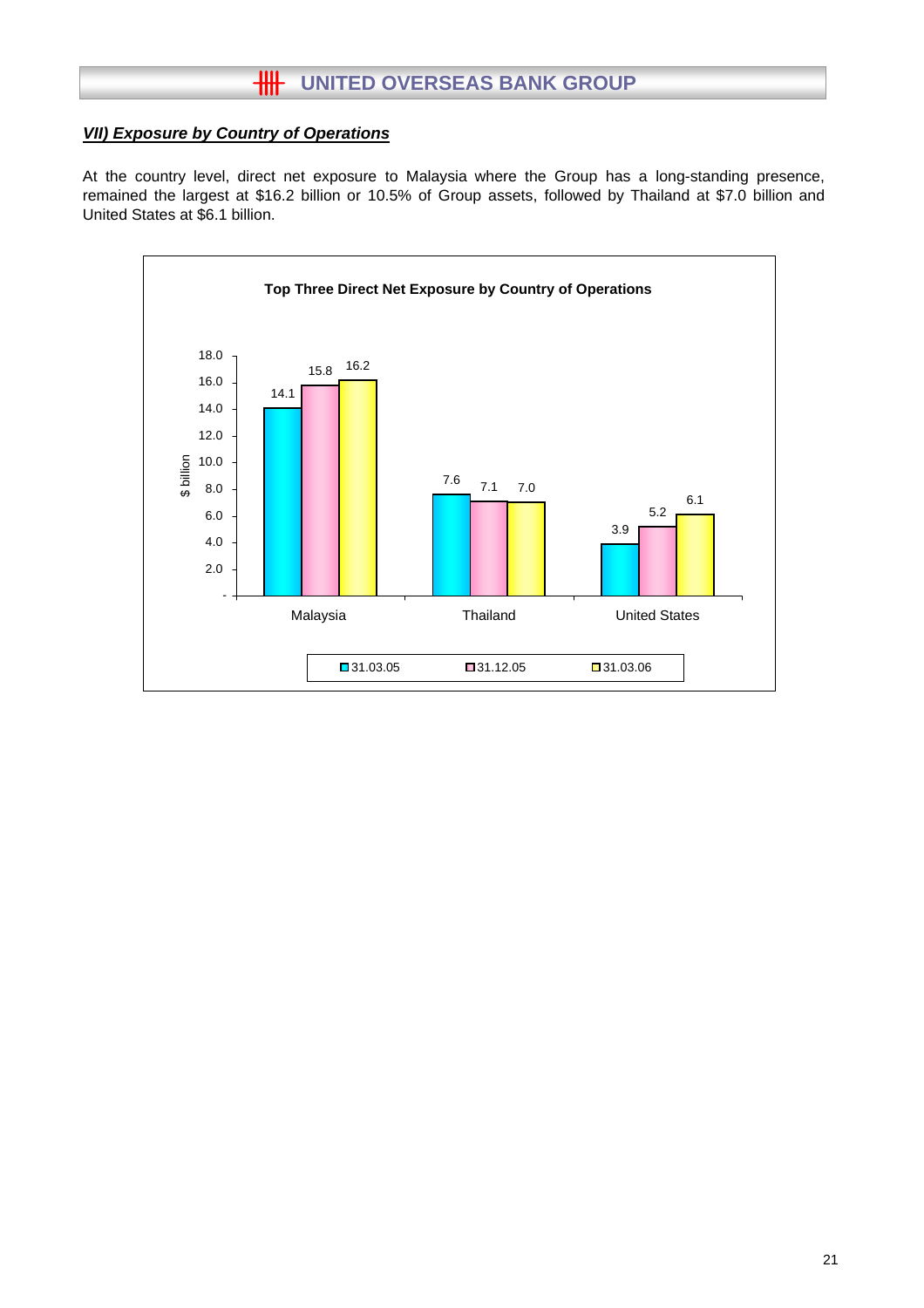## *VII) Exposure by Country of Operations*

At the country level, direct net exposure to Malaysia where the Group has a long-standing presence, remained the largest at $16.2 billion or 10.5% of Group assets, followed by Thailand at $7.0 billion and United States at $6.1 billion.

**Top Three Direct Net Exposure by Country of Operations**

| $ billion | 31.03.05 | 31.12.05 | 31.03.06 |
|---|---|---|---|
| Malaysia | 14.1 | 15.8 | 16.2 |
| Thailand | 7.6 | 7.1 | 7.0 |
| United States | 3.9 | 5.2 | 6.1 |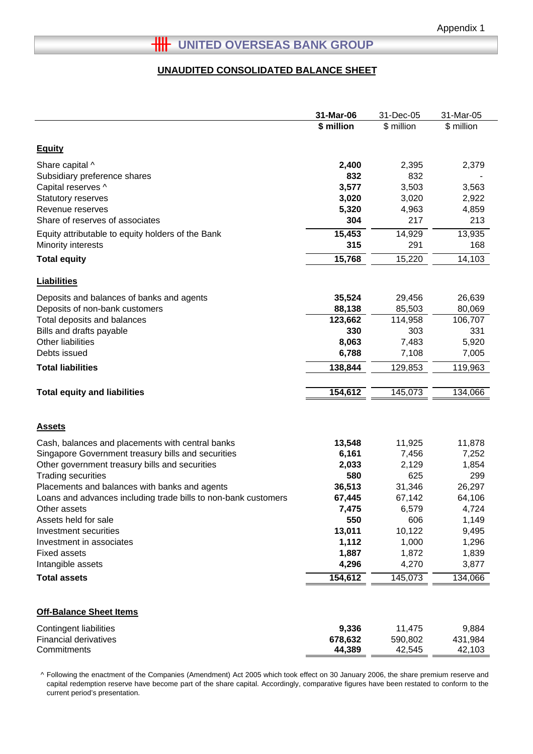Appendix 1

# UNITED OVERSEAS BANK GROUP

## UNAUDITED CONSOLIDATED BALANCE SHEET

| | **31-Mar-06** | 31-Dec-05 | 31-Mar-05 |
|---|---|---|---|
| | **$ million** | $ million | $ million |
| **Equity** | | | |
| Share capital ^ | **2,400** | 2,395 | 2,379 |
| Subsidiary preference shares | **832** | 832 | - |
| Capital reserves ^ | **3,577** | 3,503 | 3,563 |
| Statutory reserves | **3,020** | 3,020 | 2,922 |
| Revenue reserves | **5,320** | 4,963 | 4,859 |
| Share of reserves of associates | **304** | 217 | 213 |
| Equity attributable to equity holders of the Bank | **15,453** | 14,929 | 13,935 |
| Minority interests | **315** | 291 | 168 |
| **Total equity** | **15,768** | 15,220 | 14,103 |
| **Liabilities** | | | |
| Deposits and balances of banks and agents | **35,524** | 29,456 | 26,639 |
| Deposits of non-bank customers | **88,138** | 85,503 | 80,069 |
| Total deposits and balances | **123,662** | 114,958 | 106,707 |
| Bills and drafts payable | **330** | 303 | 331 |
| Other liabilities | **8,063** | 7,483 | 5,920 |
| Debts issued | **6,788** | 7,108 | 7,005 |
| **Total liabilities** | **138,844** | 129,853 | 119,963 |
| **Total equity and liabilities** | **154,612** | 145,073 | 134,066 |
| **Assets** | | | |
| Cash, balances and placements with central banks | **13,548** | 11,925 | 11,878 |
| Singapore Government treasury bills and securities | **6,161** | 7,456 | 7,252 |
| Other government treasury bills and securities | **2,033** | 2,129 | 1,854 |
| Trading securities | **580** | 625 | 299 |
| Placements and balances with banks and agents | **36,513** | 31,346 | 26,297 |
| Loans and advances including trade bills to non-bank customers | **67,445** | 67,142 | 64,106 |
| Other assets | **7,475** | 6,579 | 4,724 |
| Assets held for sale | **550** | 606 | 1,149 |
| Investment securities | **13,011** | 10,122 | 9,495 |
| Investment in associates | **1,112** | 1,000 | 1,296 |
| Fixed assets | **1,887** | 1,872 | 1,839 |
| Intangible assets | **4,296** | 4,270 | 3,877 |
| **Total assets** | **154,612** | 145,073 | 134,066 |
| **Off-Balance Sheet Items** | | | |
| Contingent liabilities | **9,336** | 11,475 | 9,884 |
| Financial derivatives | **678,632** | 590,802 | 431,984 |
| Commitments | **44,389** | 42,545 | 42,103 |

^ Following the enactment of the Companies (Amendment) Act 2005 which took effect on 30 January 2006, the share premium reserve and capital redemption reserve have become part of the share capital. Accordingly, comparative figures have been restated to conform to the current period's presentation.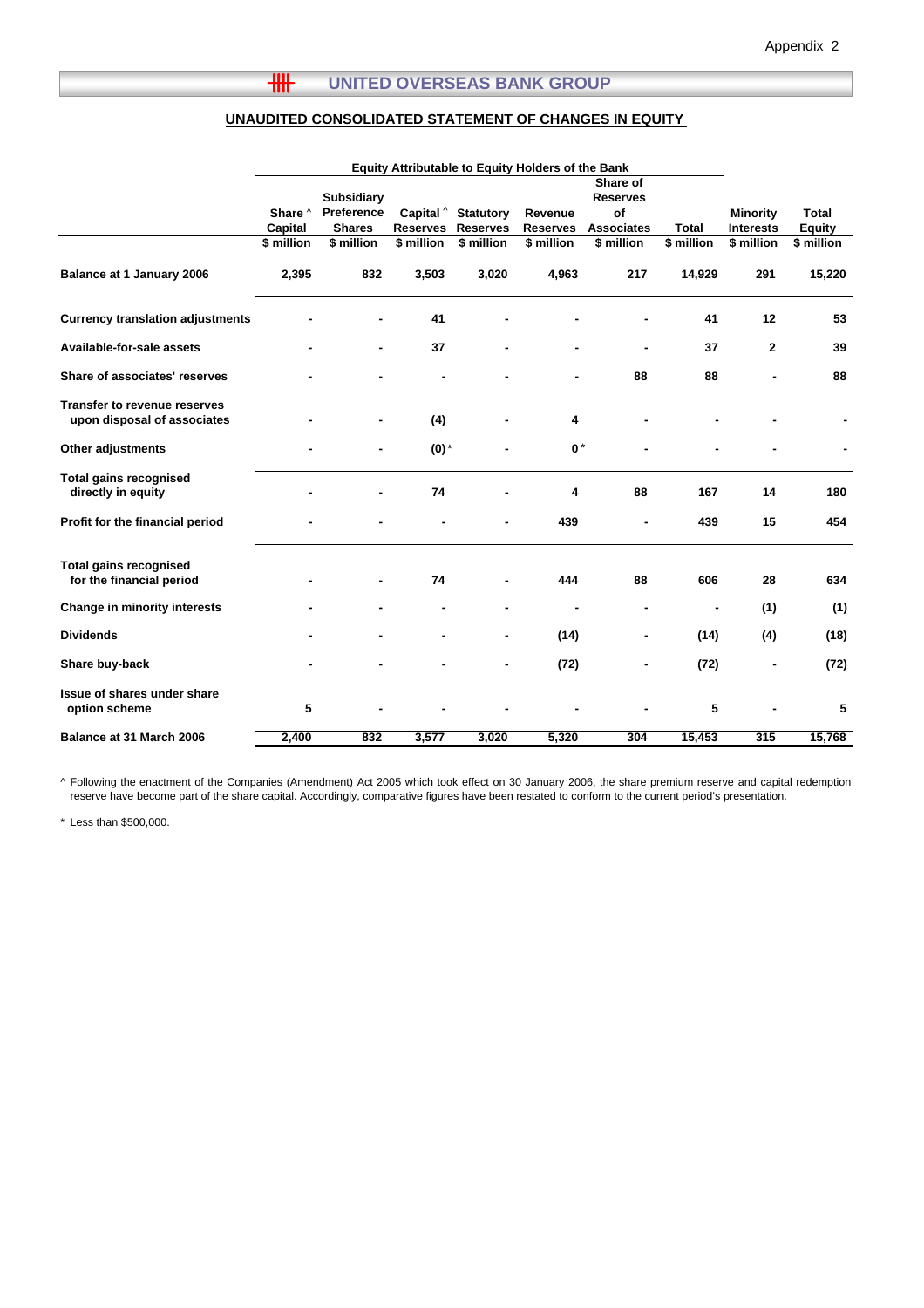Appendix 2

## UNITED OVERSEAS BANK GROUP

### UNAUDITED CONSOLIDATED STATEMENT OF CHANGES IN EQUITY

| | Equity Attributable to Equity Holders of the Bank | | | | | | | | |
|---|---|---|---|---|---|---|---|---|---|
| | Share ^ Capital | Subsidiary Preference Shares | Capital ^ Reserves | Statutory Reserves | Revenue Reserves | Share of Reserves of Associates | Total | Minority Interests | Total Equity |
| | $ million | $ million | $ million | $ million | $ million | $ million | $ million | $ million | $ million |
| **Balance at 1 January 2006** | 2,395 | 832 | 3,503 | 3,020 | 4,963 | 217 | 14,929 | 291 | 15,220 |
| **Currency translation adjustments** | - | - | 41 | - | - | - | 41 | 12 | 53 |
| **Available-for-sale assets** | - | - | 37 | - | - | - | 37 | 2 | 39 |
| **Share of associates' reserves** | - | - | - | - | - | 88 | 88 | - | 88 |
| **Transfer to revenue reserves upon disposal of associates** | - | - | (4) | - | 4 | - | - | - | - |
| **Other adjustments** | - | - | (0) * | - | 0 * | - | - | - | - |
| **Total gains recognised directly in equity** | - | - | 74 | - | 4 | 88 | 167 | 14 | 180 |
| **Profit for the financial period** | - | - | - | - | 439 | - | 439 | 15 | 454 |
| **Total gains recognised for the financial period** | - | - | 74 | - | 444 | 88 | 606 | 28 | 634 |
| **Change in minority interests** | - | - | - | - | - | - | - | (1) | (1) |
| **Dividends** | - | - | - | - | (14) | - | (14) | (4) | (18) |
| **Share buy-back** | - | - | - | - | (72) | - | (72) | - | (72) |
| **Issue of shares under share option scheme** | 5 | - | - | - | - | - | 5 | - | 5 |
| **Balance at 31 March 2006** | 2,400 | 832 | 3,577 | 3,020 | 5,320 | 304 | 15,453 | 315 | 15,768 |

^ Following the enactment of the Companies (Amendment) Act 2005 which took effect on 30 January 2006, the share premium reserve and capital redemption reserve have become part of the share capital. Accordingly, comparative figures have been restated to conform to the current period's presentation.

* Less than $500,000.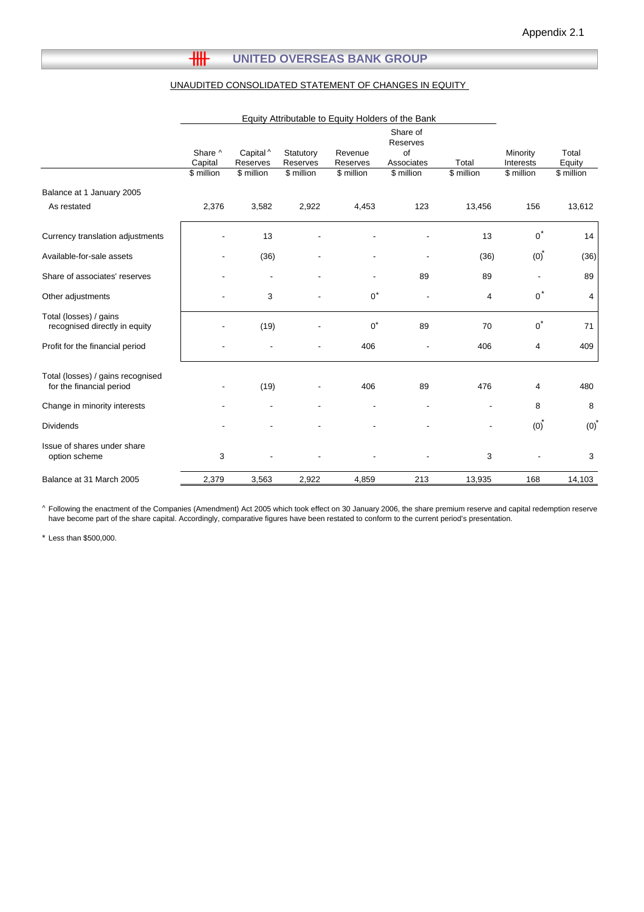Appendix 2.1

# UNITED OVERSEAS BANK GROUP

## UNAUDITED CONSOLIDATED STATEMENT OF CHANGES IN EQUITY

| | Equity Attributable to Equity Holders of the Bank | | | | | | | |
|---|---|---|---|---|---|---|---|---|
| | Share ^ Capital | Capital ^ Reserves | Statutory Reserves | Revenue Reserves | Share of Reserves of Associates | Total | Minority Interests | Total Equity |
| | $ million | $ million | $ million | $ million | $ million | $ million | $ million | $ million |
| Balance at 1 January 2005 | | | | | | | | |
| As restated | 2,376 | 3,582 | 2,922 | 4,453 | 123 | 13,456 | 156 | 13,612 |
| Currency translation adjustments | - | 13 | - | - | - | 13 | 0* | 14 |
| Available-for-sale assets | - | (36) | - | - | - | (36) | (0)* | (36) |
| Share of associates' reserves | - | - | - | - | 89 | 89 | - | 89 |
| Other adjustments | - | 3 | - | 0* | - | 4 | 0* | 4 |
| Total (losses) / gains recognised directly in equity | - | (19) | - | 0* | 89 | 70 | 0* | 71 |
| Profit for the financial period | - | - | - | 406 | - | 406 | 4 | 409 |
| Total (losses) / gains recognised for the financial period | - | (19) | - | 406 | 89 | 476 | 4 | 480 |
| Change in minority interests | - | - | - | - | - | - | 8 | 8 |
| Dividends | - | - | - | - | - | - | (0)* | (0)* |
| Issue of shares under share option scheme | 3 | - | - | - | - | 3 | - | 3 |
| Balance at 31 March 2005 | 2,379 | 3,563 | 2,922 | 4,859 | 213 | 13,935 | 168 | 14,103 |

^ Following the enactment of the Companies (Amendment) Act 2005 which took effect on 30 January 2006, the share premium reserve and capital redemption reserve have become part of the share capital. Accordingly, comparative figures have been restated to conform to the current period's presentation.

\* Less than $500,000.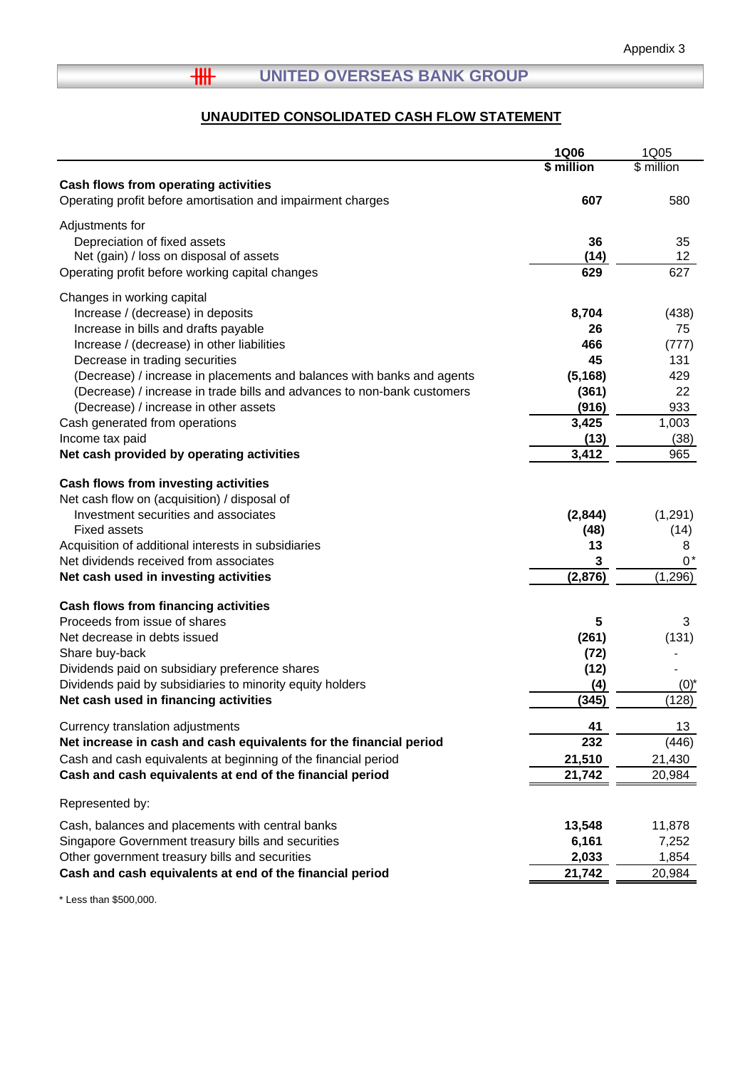Appendix 3

# UNITED OVERSEAS BANK GROUP

## UNAUDITED CONSOLIDATED CASH FLOW STATEMENT

| | 1Q06 | 1Q05 |
|---|---|---|
| | $ million | $ million |
| **Cash flows from operating activities** | | |
| Operating profit before amortisation and impairment charges | 607 | 580 |
| Adjustments for | | |
| Depreciation of fixed assets | 36 | 35 |
| Net (gain) / loss on disposal of assets | (14) | 12 |
| Operating profit before working capital changes | 629 | 627 |
| Changes in working capital | | |
| Increase / (decrease) in deposits | 8,704 | (438) |
| Increase in bills and drafts payable | 26 | 75 |
| Increase / (decrease) in other liabilities | 466 | (777) |
| Decrease in trading securities | 45 | 131 |
| (Decrease) / increase in placements and balances with banks and agents | (5,168) | 429 |
| (Decrease) / increase in trade bills and advances to non-bank customers | (361) | 22 |
| (Decrease) / increase in other assets | (916) | 933 |
| Cash generated from operations | 3,425 | 1,003 |
| Income tax paid | (13) | (38) |
| **Net cash provided by operating activities** | 3,412 | 965 |
| **Cash flows from investing activities** | | |
| Net cash flow on (acquisition) / disposal of | | |
| Investment securities and associates | (2,844) | (1,291) |
| Fixed assets | (48) | (14) |
| Acquisition of additional interests in subsidiaries | 13 | 8 |
| Net dividends received from associates | 3 | 0* |
| **Net cash used in investing activities** | (2,876) | (1,296) |
| **Cash flows from financing activities** | | |
| Proceeds from issue of shares | 5 | 3 |
| Net decrease in debts issued | (261) | (131) |
| Share buy-back | (72) | - |
| Dividends paid on subsidiary preference shares | (12) | - |
| Dividends paid by subsidiaries to minority equity holders | (4) | (0)* |
| **Net cash used in financing activities** | (345) | (128) |
| Currency translation adjustments | 41 | 13 |
| **Net increase in cash and cash equivalents for the financial period** | 232 | (446) |
| Cash and cash equivalents at beginning of the financial period | 21,510 | 21,430 |
| **Cash and cash equivalents at end of the financial period** | 21,742 | 20,984 |
| Represented by: | | |
| Cash, balances and placements with central banks | 13,548 | 11,878 |
| Singapore Government treasury bills and securities | 6,161 | 7,252 |
| Other government treasury bills and securities | 2,033 | 1,854 |
| **Cash and cash equivalents at end of the financial period** | 21,742 | 20,984 |

* Less than $500,000.